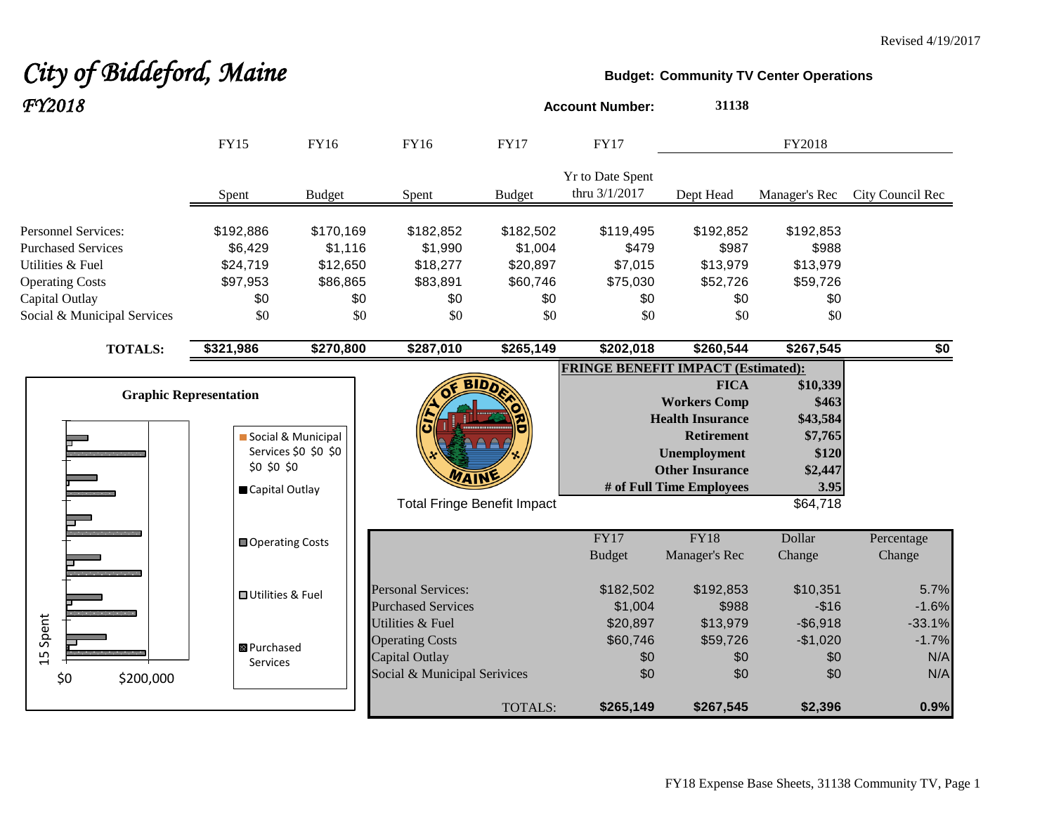Revised 4/19/2017

# *City of Biddeford, Maine*
## *FY2018*

**Budget: Community TV Center Operations**

**Account Number:** **31138**

| | FY15 | FY16 | FY16 | FY17 | FY17 | FY2018 | | |
|---|---|---|---|---|---|---|---|---|
| | Spent | Budget | Spent | Budget | Yr to Date Spent thru 3/1/2017 | Dept Head | Manager's Rec | City Council Rec |
| Personnel Services: | $192,886 | $170,169 | $182,852 | $182,502 | $119,495 | $192,852 | $192,853 | |
| Purchased Services | $6,429 | $1,116 | $1,990 | $1,004 | $479 | $987 | $988 | |
| Utilities & Fuel | $24,719 | $12,650 | $18,277 | $20,897 | $7,015 | $13,979 | $13,979 | |
| Operating Costs | $97,953 | $86,865 | $83,891 | $60,746 | $75,030 | $52,726 | $59,726 | |
| Capital Outlay | $0 | $0 | $0 | $0 | $0 | $0 | $0 | |
| Social & Municipal Services | $0 | $0 | $0 | $0 | $0 | $0 | $0 | |
| **TOTALS:** | **$321,986** | **$270,800** | **$287,010** | **$265,149** | **$202,018** | **$260,544** | **$267,545** | **$0** |

**Graphic Representation**

Legend: Social & Municipal Services $0 $0 $0 $0 $0 $0; Capital Outlay; Operating Costs; Utilities & Fuel; Purchased Services

15 Spent — $0 — $200,000

| **FRINGE BENEFIT IMPACT (Estimated):** | |
|---|---|
| **FICA** | **$10,339** |
| **Workers Comp** | **$463** |
| **Health Insurance** | **$43,584** |
| **Retirement** | **$7,765** |
| **Unemployment** | **$120** |
| **Other Insurance** | **$2,447** |
| **# of Full Time Employees** | **3.95** |
| Total Fringe Benefit Impact | $64,718 |

| | FY17 Budget | FY18 Manager's Rec | Dollar Change | Percentage Change |
|---|---|---|---|---|
| Personal Services: | $182,502 | $192,853 | $10,351 | 5.7% |
| Purchased Services | $1,004 | $988 | -$16 | -1.6% |
| Utilities & Fuel | $20,897 | $13,979 | -$6,918 | -33.1% |
| Operating Costs | $60,746 | $59,726 | -$1,020 | -1.7% |
| Capital Outlay | $0 | $0 | $0 | N/A |
| Social & Municipal Serivices | $0 | $0 | $0 | N/A |
| TOTALS: | **$265,149** | **$267,545** | **$2,396** | **0.9%** |

FY18 Expense Base Sheets, 31138 Community TV, Page 1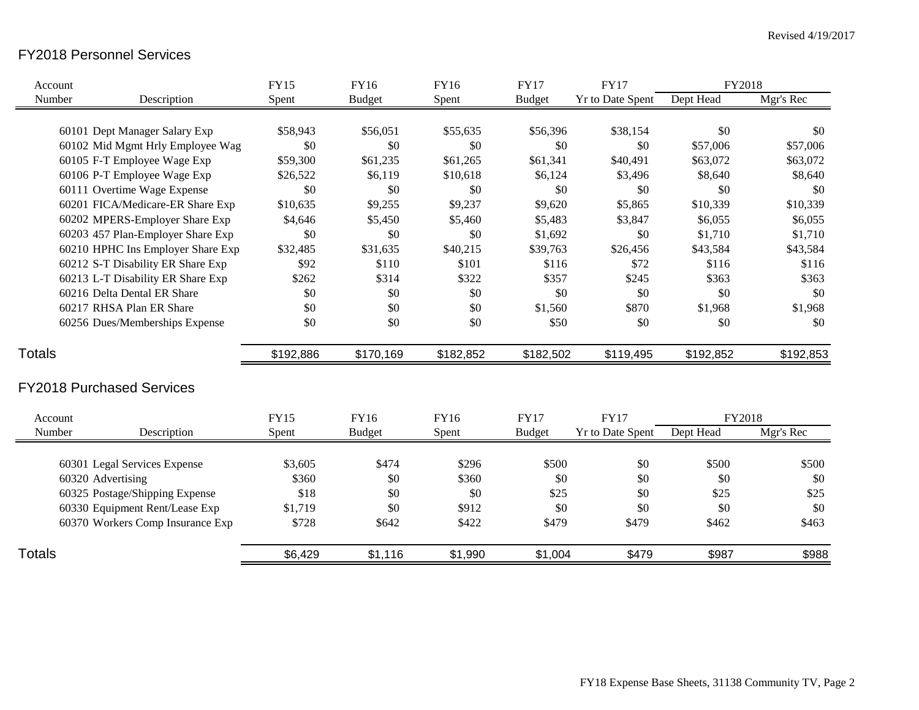Revised 4/19/2017

## FY2018 Personnel Services

| Account Number | Description | FY15 Spent | FY16 Budget | FY16 Spent | FY17 Budget | FY17 Yr to Date Spent | FY2018 Dept Head | FY2018 Mgr's Rec |
|---|---|---|---|---|---|---|---|---|
| 60101 | Dept Manager Salary Exp | $58,943 | $56,051 | $55,635 | $56,396 | $38,154 | $0 | $0 |
| 60102 | Mid Mgmt Hrly Employee Wag | $0 | $0 | $0 | $0 | $0 | $57,006 | $57,006 |
| 60105 | F-T Employee Wage Exp | $59,300 | $61,235 | $61,265 | $61,341 | $40,491 | $63,072 | $63,072 |
| 60106 | P-T Employee Wage Exp | $26,522 | $6,119 | $10,618 | $6,124 | $3,496 | $8,640 | $8,640 |
| 60111 | Overtime Wage Expense | $0 | $0 | $0 | $0 | $0 | $0 | $0 |
| 60201 | FICA/Medicare-ER Share Exp | $10,635 | $9,255 | $9,237 | $9,620 | $5,865 | $10,339 | $10,339 |
| 60202 | MPERS-Employer Share Exp | $4,646 | $5,450 | $5,460 | $5,483 | $3,847 | $6,055 | $6,055 |
| 60203 | 457 Plan-Employer Share Exp | $0 | $0 | $0 | $1,692 | $0 | $1,710 | $1,710 |
| 60210 | HPHC Ins Employer Share Exp | $32,485 | $31,635 | $40,215 | $39,763 | $26,456 | $43,584 | $43,584 |
| 60212 | S-T Disability ER Share Exp | $92 | $110 | $101 | $116 | $72 | $116 | $116 |
| 60213 | L-T Disability ER Share Exp | $262 | $314 | $322 | $357 | $245 | $363 | $363 |
| 60216 | Delta Dental ER Share | $0 | $0 | $0 | $0 | $0 | $0 | $0 |
| 60217 | RHSA Plan ER Share | $0 | $0 | $0 | $1,560 | $870 | $1,968 | $1,968 |
| 60256 | Dues/Memberships Expense | $0 | $0 | $0 | $50 | $0 | $0 | $0 |
| **Totals** | | $192,886 | $170,169 | $182,852 | $182,502 | $119,495 | $192,852 | $192,853 |

## FY2018 Purchased Services

| Account Number | Description | FY15 Spent | FY16 Budget | FY16 Spent | FY17 Budget | FY17 Yr to Date Spent | FY2018 Dept Head | FY2018 Mgr's Rec |
|---|---|---|---|---|---|---|---|---|
| 60301 | Legal Services Expense | $3,605 | $474 | $296 | $500 | $0 | $500 | $500 |
| 60320 | Advertising | $360 | $0 | $360 | $0 | $0 | $0 | $0 |
| 60325 | Postage/Shipping Expense | $18 | $0 | $0 | $25 | $0 | $25 | $25 |
| 60330 | Equipment Rent/Lease Exp | $1,719 | $0 | $912 | $0 | $0 | $0 | $0 |
| 60370 | Workers Comp Insurance Exp | $728 | $642 | $422 | $479 | $479 | $462 | $463 |
| **Totals** | | $6,429 | $1,116 | $1,990 | $1,004 | $479 | $987 | $988 |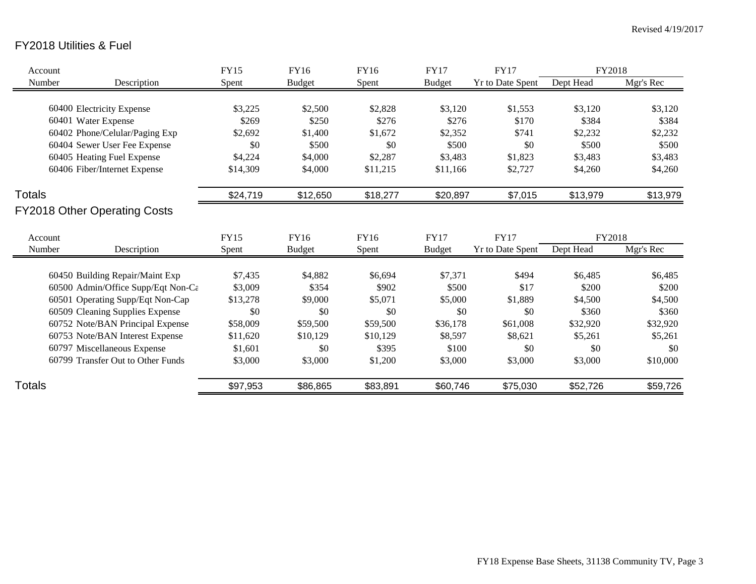Revised 4/19/2017

## FY2018 Utilities & Fuel

| Account Number | Description | FY15 Spent | FY16 Budget | FY16 Spent | FY17 Budget | FY17 Yr to Date Spent | FY2018 Dept Head | FY2018 Mgr's Rec |
|---|---|---|---|---|---|---|---|---|
| 60400 | Electricity Expense | $3,225 | $2,500 | $2,828 | $3,120 | $1,553 | $3,120 | $3,120 |
| 60401 | Water Expense | $269 | $250 | $276 | $276 | $170 | $384 | $384 |
| 60402 | Phone/Celular/Paging Exp | $2,692 | $1,400 | $1,672 | $2,352 | $741 | $2,232 | $2,232 |
| 60404 | Sewer User Fee Expense | $0 | $500 | $0 | $500 | $0 | $500 | $500 |
| 60405 | Heating Fuel Expense | $4,224 | $4,000 | $2,287 | $3,483 | $1,823 | $3,483 | $3,483 |
| 60406 | Fiber/Internet Expense | $14,309 | $4,000 | $11,215 | $11,166 | $2,727 | $4,260 | $4,260 |
| **Totals** | | $24,719 | $12,650 | $18,277 | $20,897 | $7,015 | $13,979 | $13,979 |

## FY2018 Other Operating Costs

| Account Number | Description | FY15 Spent | FY16 Budget | FY16 Spent | FY17 Budget | FY17 Yr to Date Spent | FY2018 Dept Head | FY2018 Mgr's Rec |
|---|---|---|---|---|---|---|---|---|
| 60450 | Building Repair/Maint Exp | $7,435 | $4,882 | $6,694 | $7,371 | $494 | $6,485 | $6,485 |
| 60500 | Admin/Office Supp/Eqt Non-Ca | $3,009 | $354 | $902 | $500 | $17 | $200 | $200 |
| 60501 | Operating Supp/Eqt Non-Cap | $13,278 | $9,000 | $5,071 | $5,000 | $1,889 | $4,500 | $4,500 |
| 60509 | Cleaning Supplies Expense | $0 | $0 | $0 | $0 | $0 | $360 | $360 |
| 60752 | Note/BAN Principal Expense | $58,009 | $59,500 | $59,500 | $36,178 | $61,008 | $32,920 | $32,920 |
| 60753 | Note/BAN Interest Expense | $11,620 | $10,129 | $10,129 | $8,597 | $8,621 | $5,261 | $5,261 |
| 60797 | Miscellaneous Expense | $1,601 | $0 | $395 | $100 | $0 | $0 | $0 |
| 60799 | Transfer Out to Other Funds | $3,000 | $3,000 | $1,200 | $3,000 | $3,000 | $3,000 | $10,000 |
| **Totals** | | $97,953 | $86,865 | $83,891 | $60,746 | $75,030 | $52,726 | $59,726 |

FY18 Expense Base Sheets, 31138 Community TV, Page 3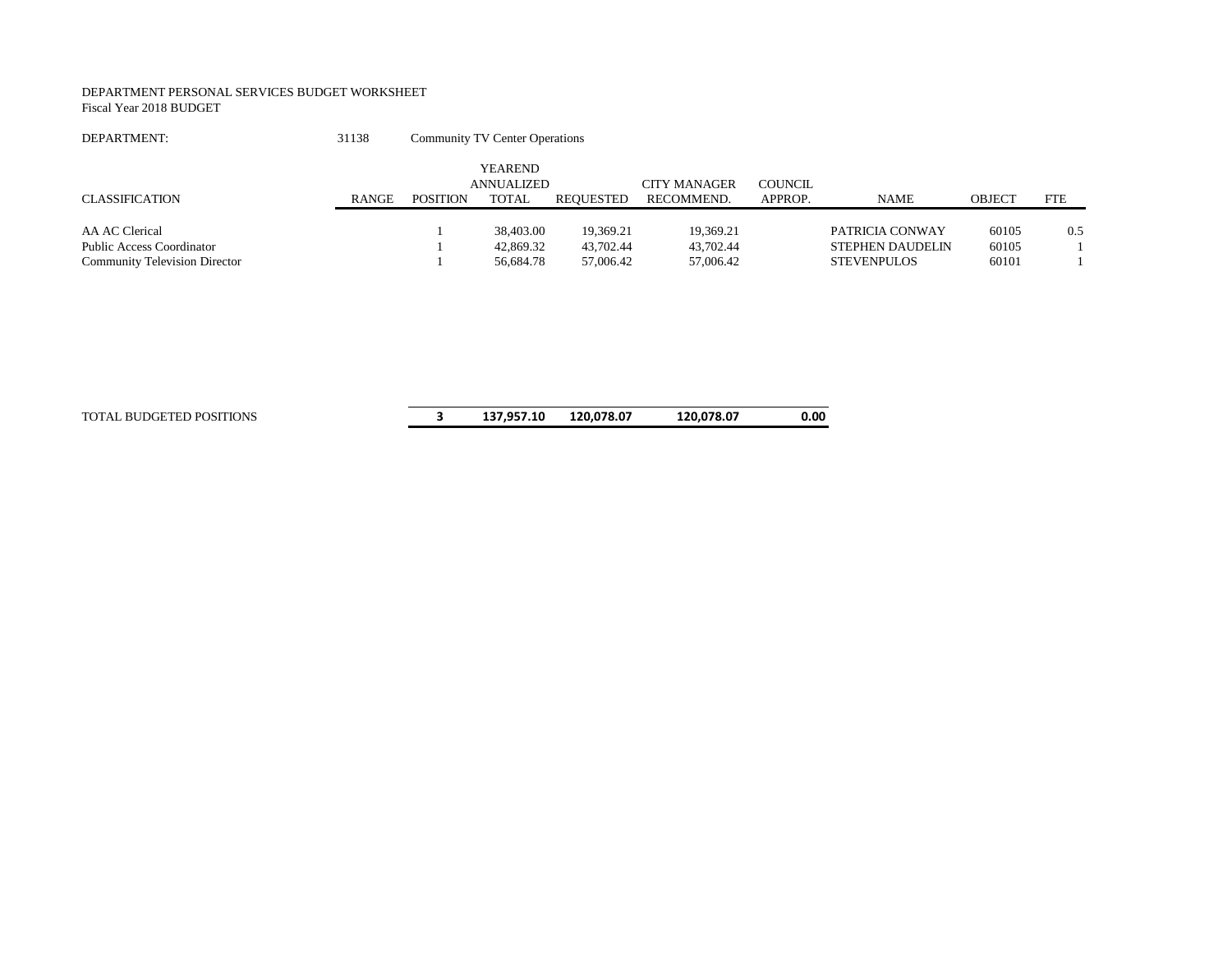DEPARTMENT PERSONAL SERVICES BUDGET WORKSHEET
Fiscal Year 2018 BUDGET

DEPARTMENT: 31138 Community TV Center Operations

| CLASSIFICATION | RANGE | POSITION | YEAREND ANNUALIZED TOTAL | REQUESTED | CITY MANAGER RECOMMEND. | COUNCIL APPROP. | NAME | OBJECT | FTE |
|---|---|---|---|---|---|---|---|---|---|
| AA AC Clerical | | 1 | 38,403.00 | 19,369.21 | 19,369.21 | | PATRICIA CONWAY | 60105 | 0.5 |
| Public Access Coordinator | | 1 | 42,869.32 | 43,702.44 | 43,702.44 | | STEPHEN DAUDELIN | 60105 | 1 |
| Community Television Director | | 1 | 56,684.78 | 57,006.42 | 57,006.42 | | STEVENPULOS | 60101 | 1 |
| TOTAL BUDGETED POSITIONS | | **3** | **137,957.10** | **120,078.07** | **120,078.07** | **0.00** | | | |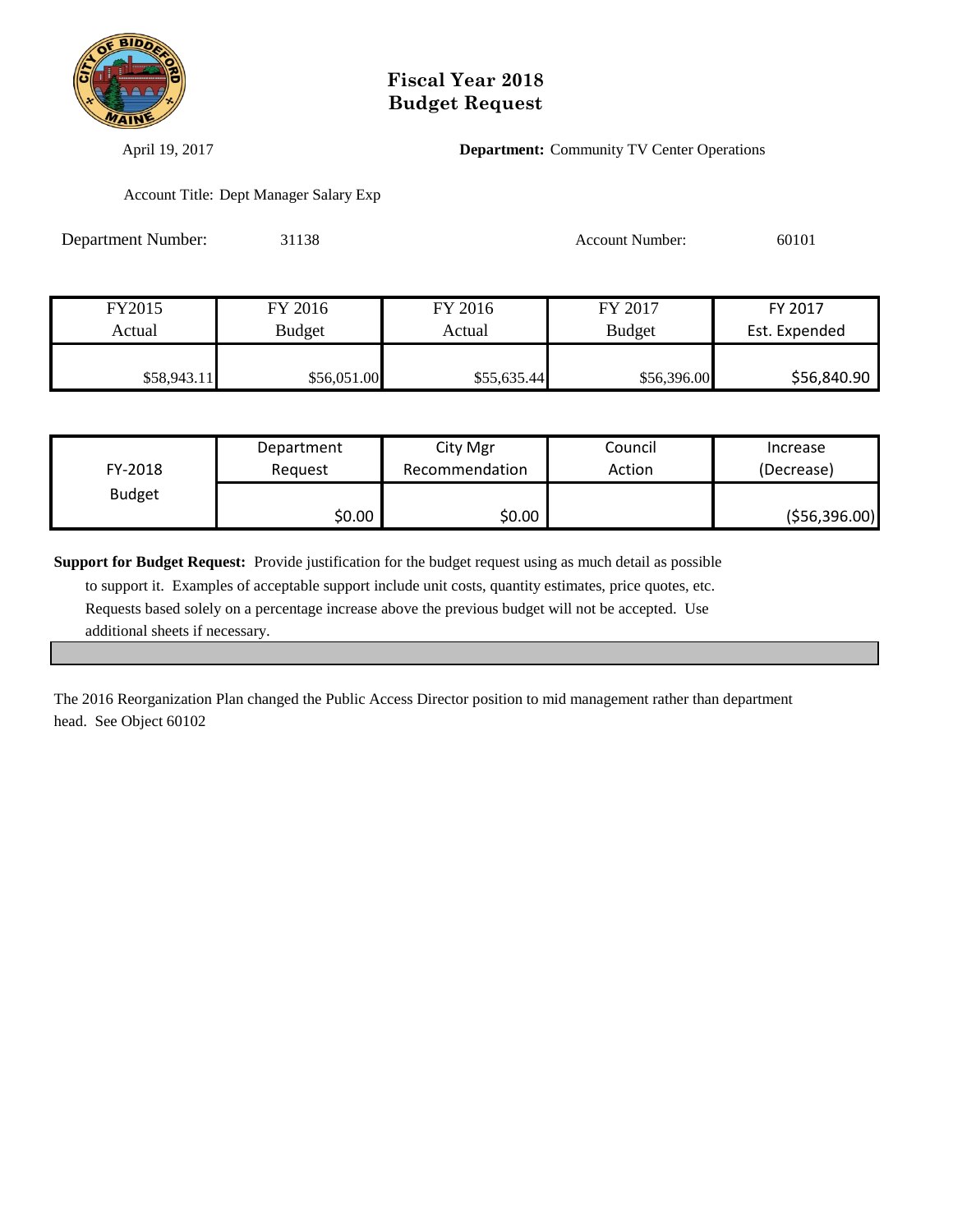# Fiscal Year 2018
# Budget Request

April 19, 2017

**Department:** Community TV Center Operations

Account Title: Dept Manager Salary Exp

Department Number: 31138

Account Number: 60101

| FY2015 Actual | FY 2016 Budget | FY 2016 Actual | FY 2017 Budget | FY 2017 Est. Expended |
|---|---|---|---|---|
| $58,943.11 | $56,051.00 | $55,635.44 | $56,396.00 | $56,840.90 |

| FY-2018 Budget | Department Request | City Mgr Recommendation | Council Action | Increase (Decrease) |
|---|---|---|---|---|
| | $0.00 | $0.00 | | ($56,396.00) |

**Support for Budget Request:** Provide justification for the budget request using as much detail as possible to support it. Examples of acceptable support include unit costs, quantity estimates, price quotes, etc. Requests based solely on a percentage increase above the previous budget will not be accepted. Use additional sheets if necessary.

The 2016 Reorganization Plan changed the Public Access Director position to mid management rather than department head. See Object 60102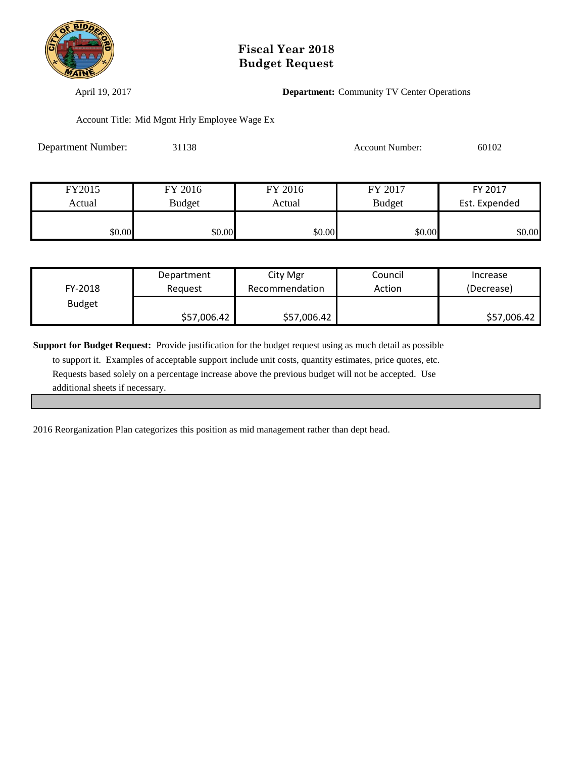# Fiscal Year 2018
# Budget Request

April 19, 2017

**Department:** Community TV Center Operations

Account Title: Mid Mgmt Hrly Employee Wage Ex

Department Number: 31138

Account Number: 60102

| FY2015 Actual | FY 2016 Budget | FY 2016 Actual | FY 2017 Budget | FY 2017 Est. Expended |
|---|---|---|---|---|
| $0.00 | $0.00 | $0.00 | $0.00 | $0.00 |

| FY-2018 Budget | Department Request | City Mgr Recommendation | Council Action | Increase (Decrease) |
|---|---|---|---|---|
| | $57,006.42 | $57,006.42 | | $57,006.42 |

**Support for Budget Request:** Provide justification for the budget request using as much detail as possible to support it. Examples of acceptable support include unit costs, quantity estimates, price quotes, etc. Requests based solely on a percentage increase above the previous budget will not be accepted. Use additional sheets if necessary.

2016 Reorganization Plan categorizes this position as mid management rather than dept head.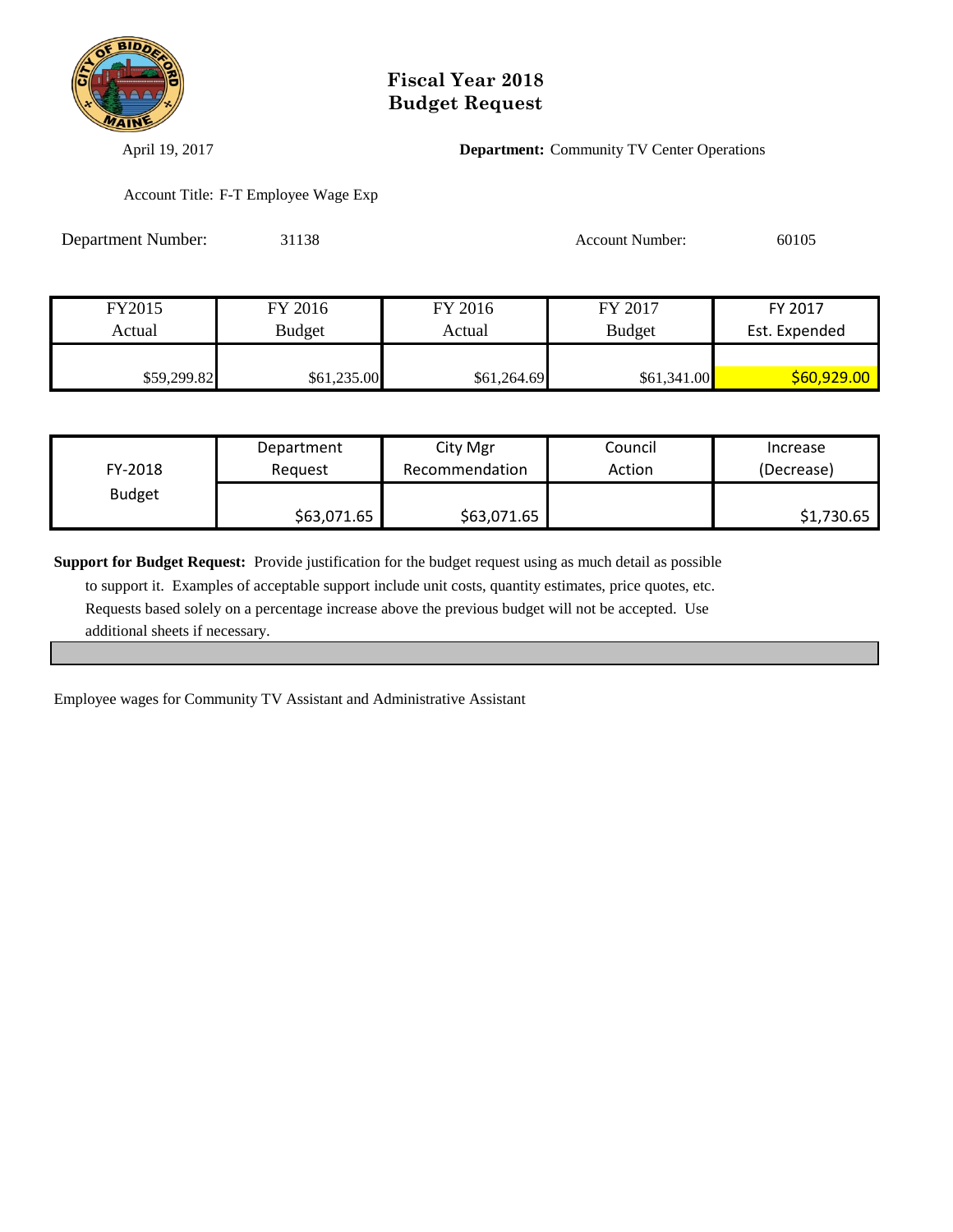# Fiscal Year 2018
# Budget Request

April 19, 2017

**Department:** Community TV Center Operations

Account Title: F-T Employee Wage Exp

Department Number: 31138

Account Number: 60105

| FY2015 Actual | FY 2016 Budget | FY 2016 Actual | FY 2017 Budget | FY 2017 Est. Expended |
|---|---|---|---|---|
| $59,299.82 | $61,235.00 | $61,264.69 | $61,341.00 | $60,929.00 |

| FY-2018 Budget | Department Request | City Mgr Recommendation | Council Action | Increase (Decrease) |
|---|---|---|---|---|
| | $63,071.65 | $63,071.65 | | $1,730.65 |

**Support for Budget Request:** Provide justification for the budget request using as much detail as possible to support it. Examples of acceptable support include unit costs, quantity estimates, price quotes, etc. Requests based solely on a percentage increase above the previous budget will not be accepted. Use additional sheets if necessary.

Employee wages for Community TV Assistant and Administrative Assistant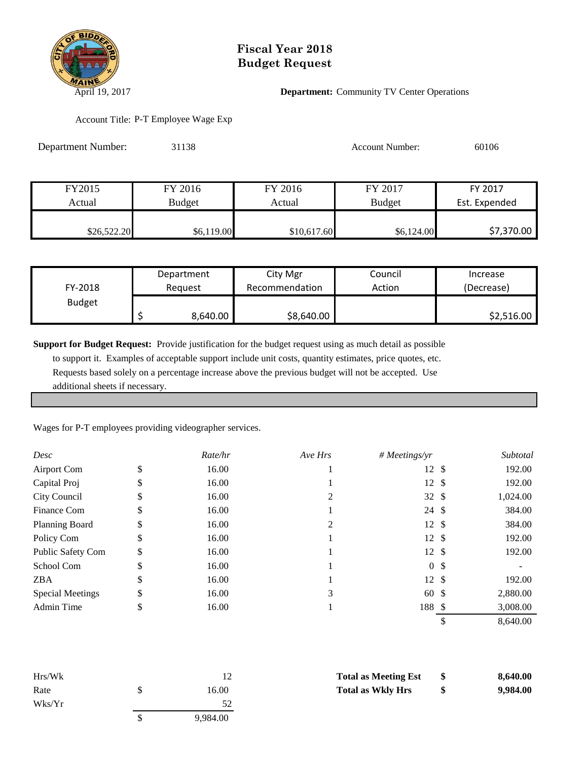# Fiscal Year 2018
# Budget Request

April 19, 2017

**Department:** Community TV Center Operations

Account Title: P-T Employee Wage Exp

Department Number: 31138

Account Number: 60106

| FY2015 Actual | FY 2016 Budget | FY 2016 Actual | FY 2017 Budget | FY 2017 Est. Expended |
|---|---|---|---|---|
| $26,522.20 | $6,119.00 | $10,617.60 | $6,124.00 | $7,370.00 |

| FY-2018 Budget | Department Request | City Mgr Recommendation | Council Action | Increase (Decrease) |
|---|---|---|---|---|
| | $ 8,640.00 | $8,640.00 | | $2,516.00 |

**Support for Budget Request:** Provide justification for the budget request using as much detail as possible to support it. Examples of acceptable support include unit costs, quantity estimates, price quotes, etc. Requests based solely on a percentage increase above the previous budget will not be accepted. Use additional sheets if necessary.

Wages for P-T employees providing videographer services.

| *Desc* | *Rate/hr* | *Ave Hrs* | *# Meetings/yr* | *Subtotal* |
|---|---|---|---|---|
| Airport Com | $ 16.00 | 1 | 12 | $ 192.00 |
| Capital Proj | $ 16.00 | 1 | 12 | $ 192.00 |
| City Council | $ 16.00 | 2 | 32 | $ 1,024.00 |
| Finance Com | $ 16.00 | 1 | 24 | $ 384.00 |
| Planning Board | $ 16.00 | 2 | 12 | $ 384.00 |
| Policy Com | $ 16.00 | 1 | 12 | $ 192.00 |
| Public Safety Com | $ 16.00 | 1 | 12 | $ 192.00 |
| School Com | $ 16.00 | 1 | 0 | $ - |
| ZBA | $ 16.00 | 1 | 12 | $ 192.00 |
| Special Meetings | $ 16.00 | 3 | 60 | $ 2,880.00 |
| Admin Time | $ 16.00 | 1 | 188 | $ 3,008.00 |
| | | | | $ 8,640.00 |

| | |
|---|---|
| Hrs/Wk | 12 |
| Rate | $ 16.00 |
| Wks/Yr | 52 |
| | $ 9,984.00 |

| | |
|---|---|
| **Total as Meeting Est** | **$ 8,640.00** |
| **Total as Wkly Hrs** | **$ 9,984.00** |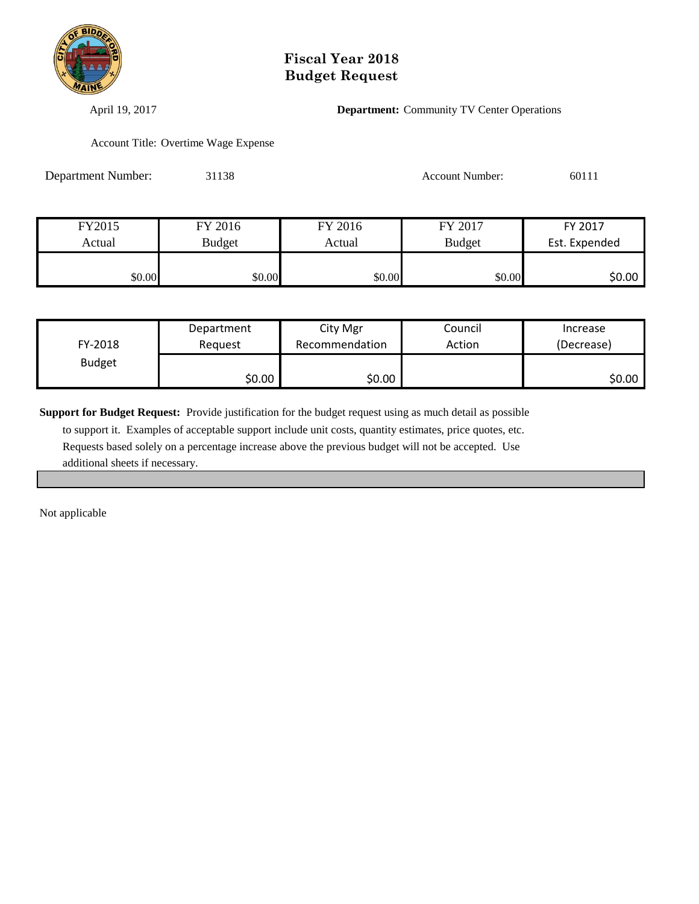# Fiscal Year 2018
# Budget Request

April 19, 2017

**Department:** Community TV Center Operations

Account Title: Overtime Wage Expense

Department Number: 31138

Account Number: 60111

| FY2015 Actual | FY 2016 Budget | FY 2016 Actual | FY 2017 Budget | FY 2017 Est. Expended |
|---|---|---|---|---|
| $0.00 | $0.00 | $0.00 | $0.00 | $0.00 |

| FY-2018 Budget | Department Request | City Mgr Recommendation | Council Action | Increase (Decrease) |
|---|---|---|---|---|
| | $0.00 | $0.00 | | $0.00 |

**Support for Budget Request:** Provide justification for the budget request using as much detail as possible to support it. Examples of acceptable support include unit costs, quantity estimates, price quotes, etc. Requests based solely on a percentage increase above the previous budget will not be accepted. Use additional sheets if necessary.

Not applicable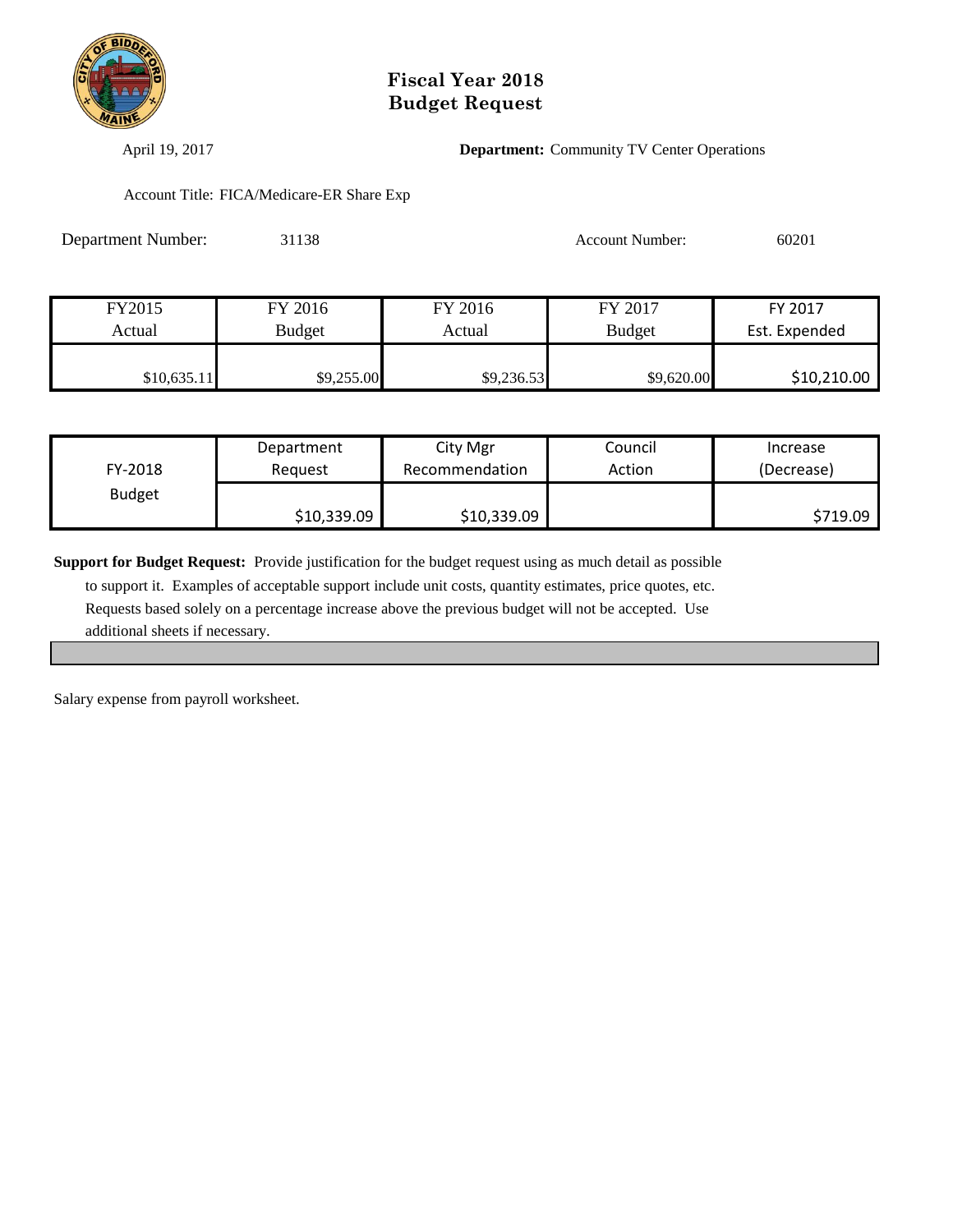# Fiscal Year 2018
# Budget Request

April 19, 2017

**Department:** Community TV Center Operations

Account Title: FICA/Medicare-ER Share Exp

Department Number: 31138

Account Number: 60201

| FY2015 Actual | FY 2016 Budget | FY 2016 Actual | FY 2017 Budget | FY 2017 Est. Expended |
|---|---|---|---|---|
| $10,635.11 | $9,255.00 | $9,236.53 | $9,620.00 | $10,210.00 |

| FY-2018 Budget | Department Request | City Mgr Recommendation | Council Action | Increase (Decrease) |
|---|---|---|---|---|
| | $10,339.09 | $10,339.09 | | $719.09 |

**Support for Budget Request:** Provide justification for the budget request using as much detail as possible to support it. Examples of acceptable support include unit costs, quantity estimates, price quotes, etc. Requests based solely on a percentage increase above the previous budget will not be accepted. Use additional sheets if necessary.

Salary expense from payroll worksheet.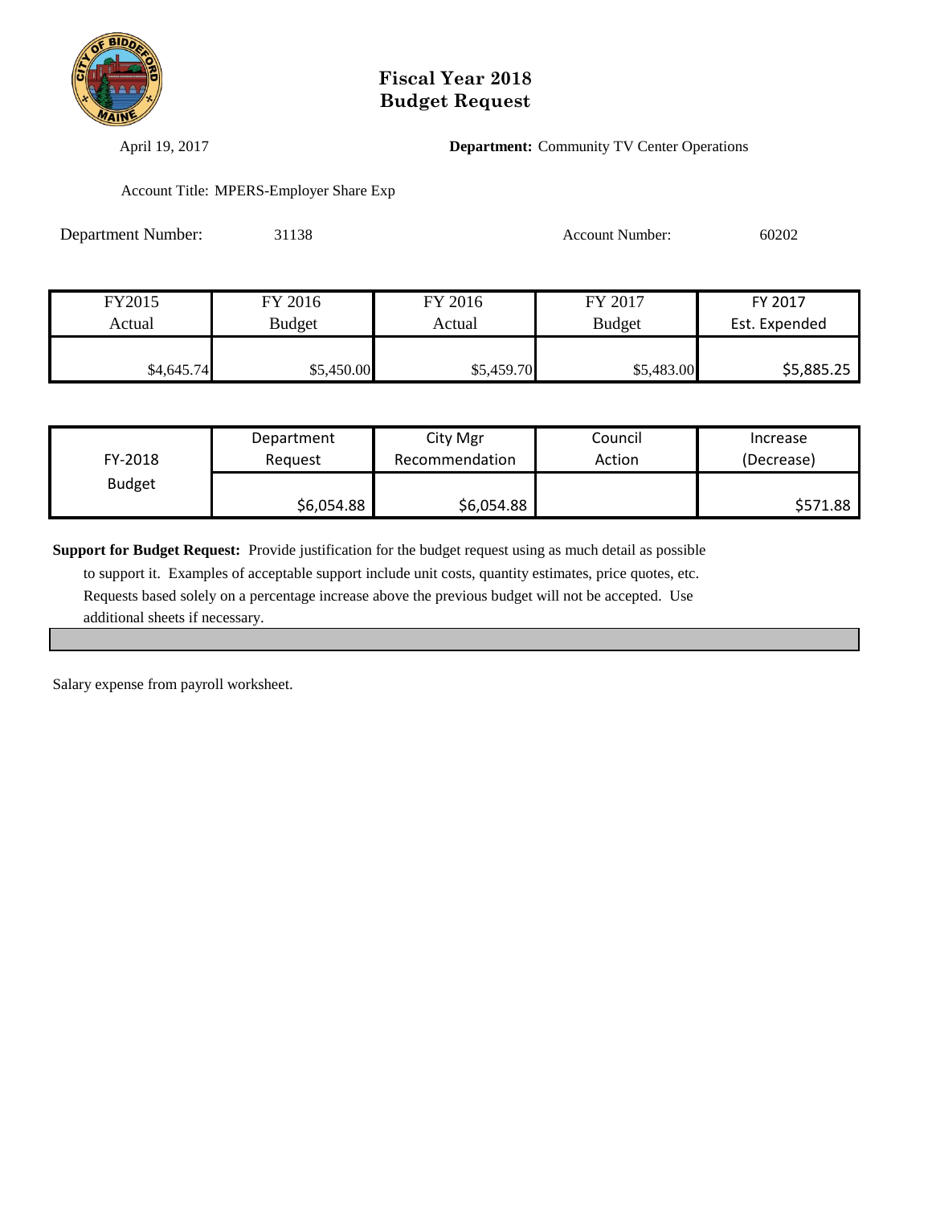# Fiscal Year 2018
# Budget Request

April 19, 2017

**Department:** Community TV Center Operations

Account Title: MPERS-Employer Share Exp

Department Number: 31138

Account Number: 60202

| FY2015 Actual | FY 2016 Budget | FY 2016 Actual | FY 2017 Budget | FY 2017 Est. Expended |
|---|---|---|---|---|
| $4,645.74 | $5,450.00 | $5,459.70 | $5,483.00 | $5,885.25 |

| FY-2018 Budget | Department Request | City Mgr Recommendation | Council Action | Increase (Decrease) |
|---|---|---|---|---|
| | $6,054.88 | $6,054.88 | | $571.88 |

**Support for Budget Request:** Provide justification for the budget request using as much detail as possible to support it. Examples of acceptable support include unit costs, quantity estimates, price quotes, etc. Requests based solely on a percentage increase above the previous budget will not be accepted. Use additional sheets if necessary.

Salary expense from payroll worksheet.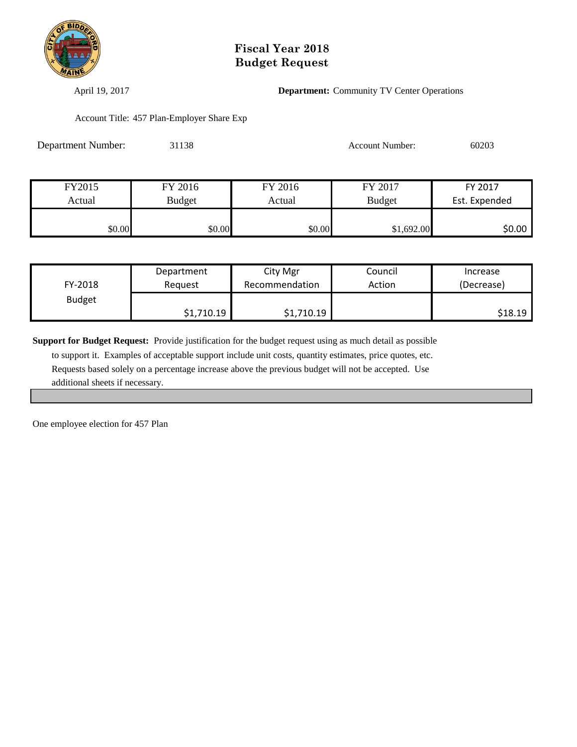# Fiscal Year 2018
# Budget Request

April 19, 2017

**Department:** Community TV Center Operations

Account Title: 457 Plan-Employer Share Exp

Department Number: 31138

Account Number: 60203

| FY2015 Actual | FY 2016 Budget | FY 2016 Actual | FY 2017 Budget | FY 2017 Est. Expended |
|---|---|---|---|---|
| $0.00 | $0.00 | $0.00 | $1,692.00 | $0.00 |

| FY-2018 Budget | Department Request | City Mgr Recommendation | Council Action | Increase (Decrease) |
|---|---|---|---|---|
| | $1,710.19 | $1,710.19 | | $18.19 |

**Support for Budget Request:** Provide justification for the budget request using as much detail as possible to support it. Examples of acceptable support include unit costs, quantity estimates, price quotes, etc. Requests based solely on a percentage increase above the previous budget will not be accepted. Use additional sheets if necessary.

One employee election for 457 Plan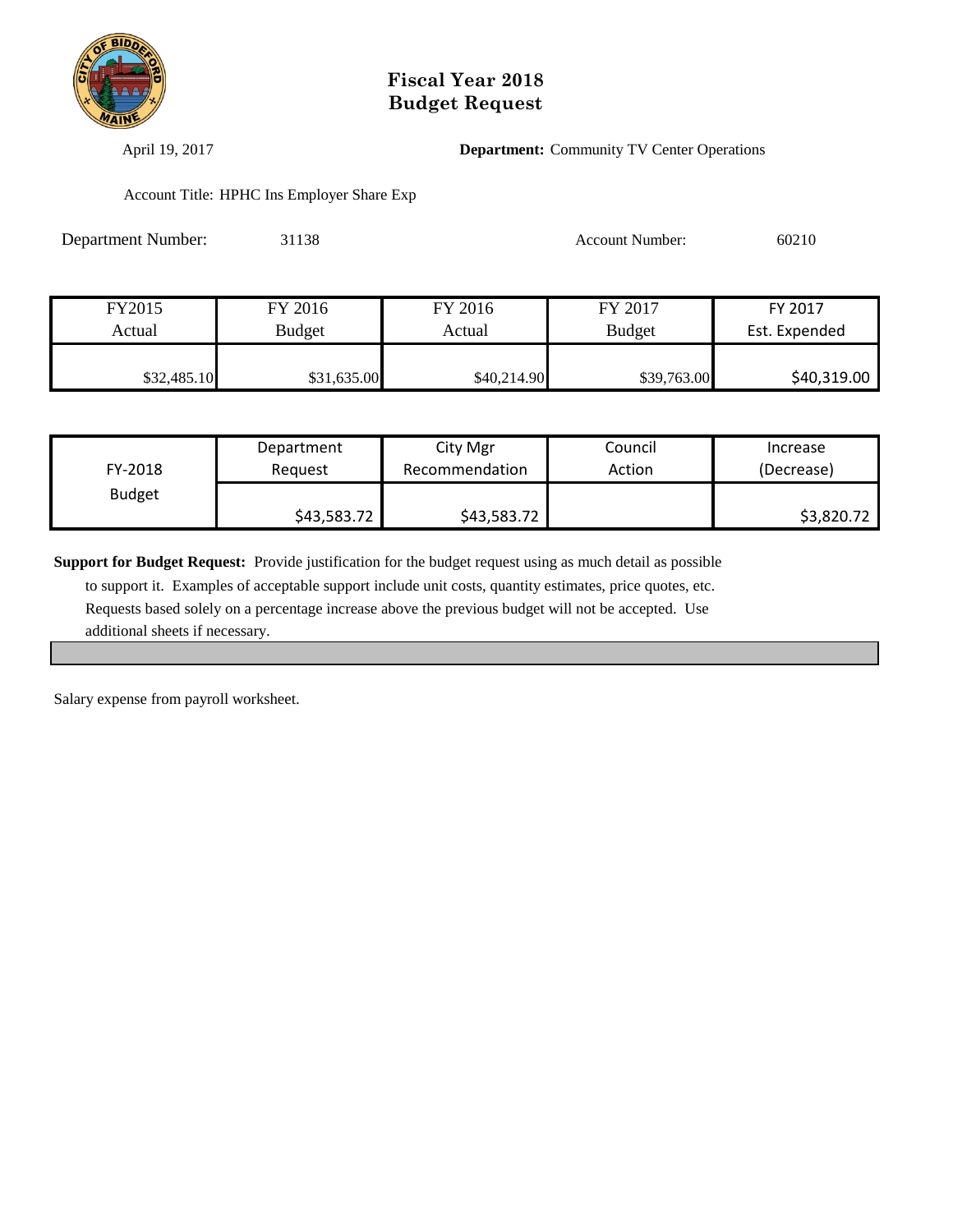# Fiscal Year 2018
# Budget Request

April 19, 2017

**Department:** Community TV Center Operations

Account Title: HPHC Ins Employer Share Exp

Department Number: 31138

Account Number: 60210

| FY2015 Actual | FY 2016 Budget | FY 2016 Actual | FY 2017 Budget | FY 2017 Est. Expended |
|---|---|---|---|---|
| $32,485.10 | $31,635.00 | $40,214.90 | $39,763.00 | $40,319.00 |

| FY-2018 Budget | Department Request | City Mgr Recommendation | Council Action | Increase (Decrease) |
|---|---|---|---|---|
| | $43,583.72 | $43,583.72 | | $3,820.72 |

**Support for Budget Request:** Provide justification for the budget request using as much detail as possible to support it. Examples of acceptable support include unit costs, quantity estimates, price quotes, etc. Requests based solely on a percentage increase above the previous budget will not be accepted. Use additional sheets if necessary.

Salary expense from payroll worksheet.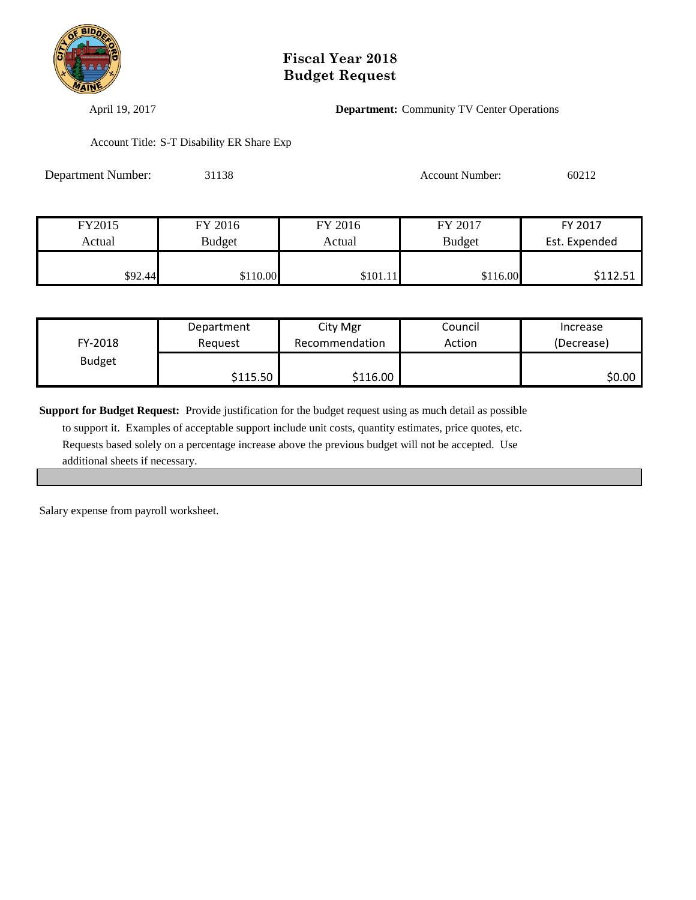# Fiscal Year 2018
# Budget Request

April 19, 2017

**Department:** Community TV Center Operations

Account Title: S-T Disability ER Share Exp

Department Number: 31138

Account Number: 60212

| FY2015 Actual | FY 2016 Budget | FY 2016 Actual | FY 2017 Budget | FY 2017 Est. Expended |
|---|---|---|---|---|
| $92.44 | $110.00 | $101.11 | $116.00 | $112.51 |

| FY-2018 Budget | Department Request | City Mgr Recommendation | Council Action | Increase (Decrease) |
|---|---|---|---|---|
| | $115.50 | $116.00 | | $0.00 |

**Support for Budget Request:** Provide justification for the budget request using as much detail as possible to support it. Examples of acceptable support include unit costs, quantity estimates, price quotes, etc. Requests based solely on a percentage increase above the previous budget will not be accepted. Use additional sheets if necessary.

Salary expense from payroll worksheet.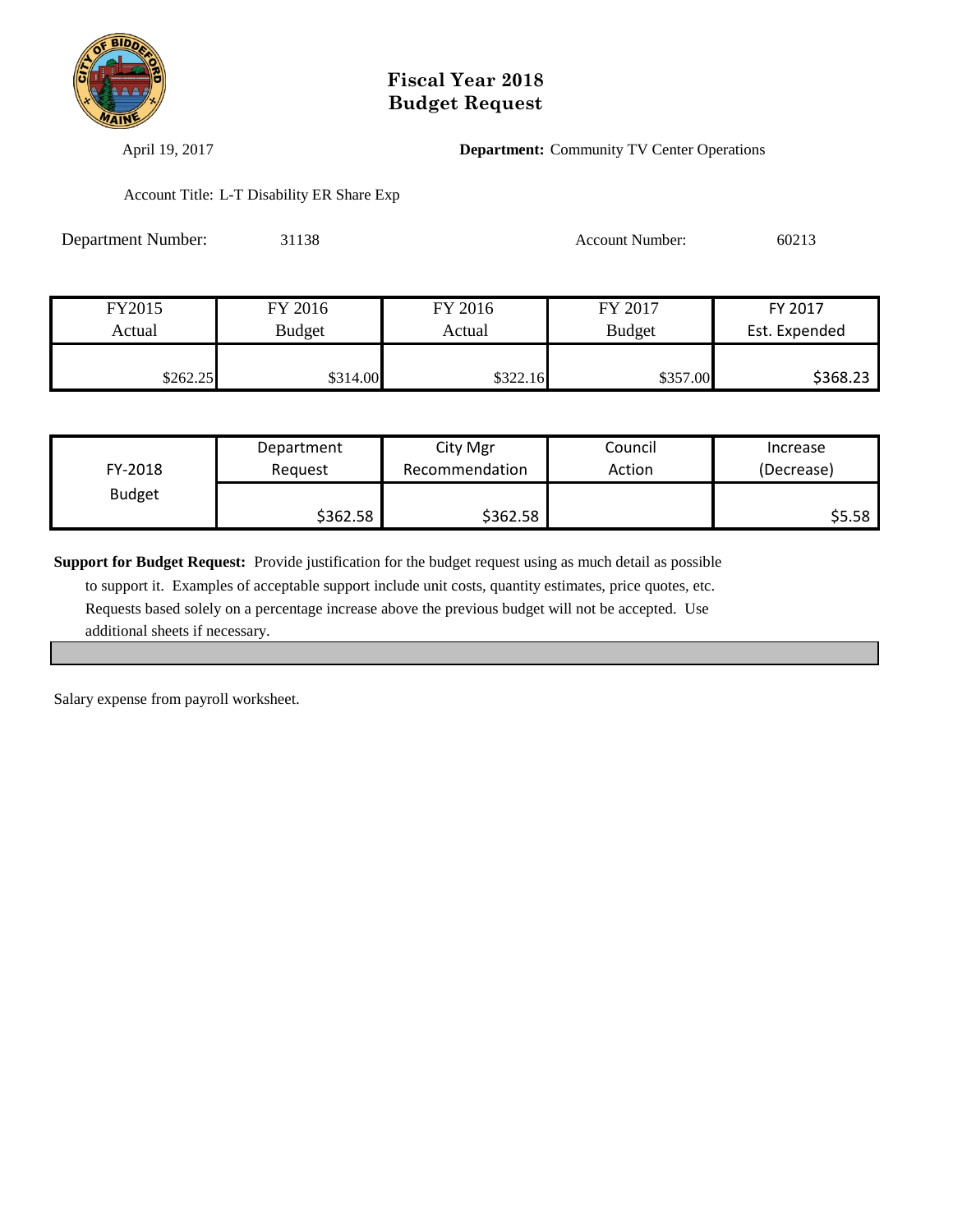# Fiscal Year 2018
# Budget Request

April 19, 2017

**Department:** Community TV Center Operations

Account Title: L-T Disability ER Share Exp

Department Number: 31138

Account Number: 60213

| FY2015 Actual | FY 2016 Budget | FY 2016 Actual | FY 2017 Budget | FY 2017 Est. Expended |
|---|---|---|---|---|
| $262.25 | $314.00 | $322.16 | $357.00 | $368.23 |

| FY-2018 Budget | Department Request | City Mgr Recommendation | Council Action | Increase (Decrease) |
|---|---|---|---|---|
| | $362.58 | $362.58 | | $5.58 |

**Support for Budget Request:** Provide justification for the budget request using as much detail as possible to support it. Examples of acceptable support include unit costs, quantity estimates, price quotes, etc. Requests based solely on a percentage increase above the previous budget will not be accepted. Use additional sheets if necessary.

Salary expense from payroll worksheet.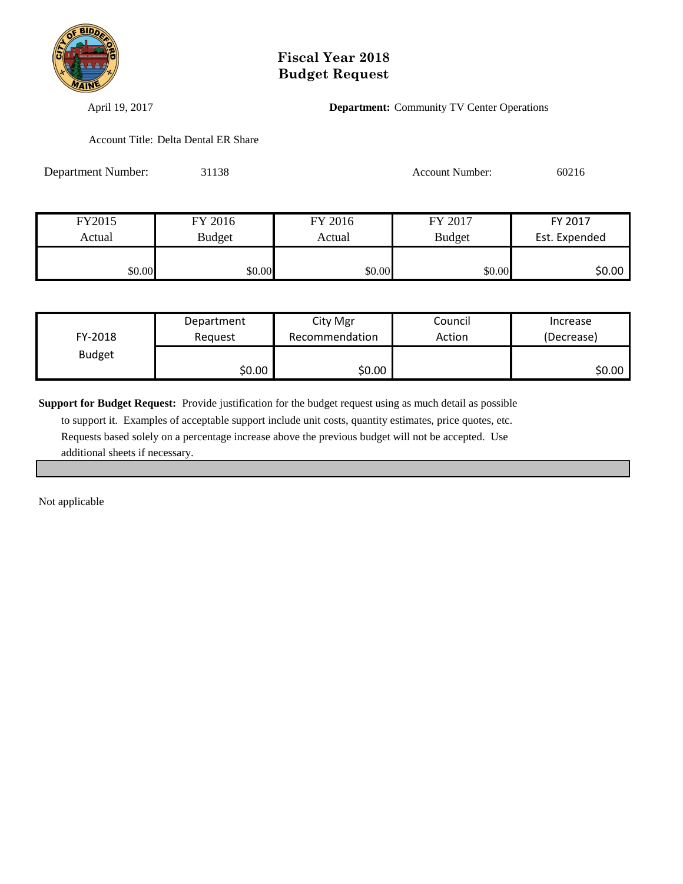# Fiscal Year 2018
# Budget Request

April 19, 2017

**Department:** Community TV Center Operations

Account Title: Delta Dental ER Share

Department Number: 31138

Account Number: 60216

| FY2015 Actual | FY 2016 Budget | FY 2016 Actual | FY 2017 Budget | FY 2017 Est. Expended |
|---|---|---|---|---|
| $0.00 | $0.00 | $0.00 | $0.00 | $0.00 |

| FY-2018 Budget | Department Request | City Mgr Recommendation | Council Action | Increase (Decrease) |
|---|---|---|---|---|
| | $0.00 | $0.00 | | $0.00 |

**Support for Budget Request:** Provide justification for the budget request using as much detail as possible to support it. Examples of acceptable support include unit costs, quantity estimates, price quotes, etc. Requests based solely on a percentage increase above the previous budget will not be accepted. Use additional sheets if necessary.

Not applicable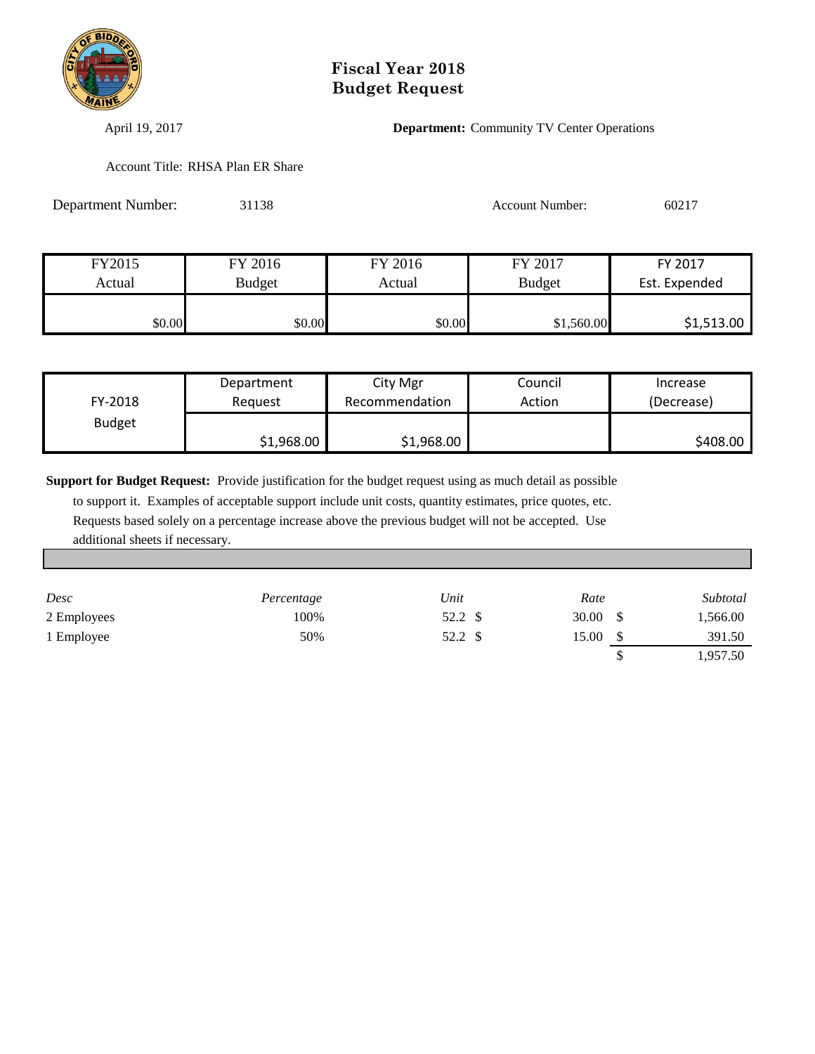# Fiscal Year 2018
# Budget Request

April 19, 2017

**Department:** Community TV Center Operations

Account Title: RHSA Plan ER Share

Department Number: 31138

Account Number: 60217

| FY2015 Actual | FY 2016 Budget | FY 2016 Actual | FY 2017 Budget | FY 2017 Est. Expended |
|---|---|---|---|---|
| $0.00 | $0.00 | $0.00 | $1,560.00 | $1,513.00 |

| FY-2018 Budget | Department Request | City Mgr Recommendation | Council Action | Increase (Decrease) |
|---|---|---|---|---|
| | $1,968.00 | $1,968.00 | | $408.00 |

**Support for Budget Request:** Provide justification for the budget request using as much detail as possible to support it. Examples of acceptable support include unit costs, quantity estimates, price quotes, etc. Requests based solely on a percentage increase above the previous budget will not be accepted. Use additional sheets if necessary.

| *Desc* | *Percentage* | *Unit* | *Rate* | *Subtotal* |
|---|---|---|---|---|
| 2 Employees | 100% | 52.2 | $ 30.00 | $ 1,566.00 |
| 1 Employee | 50% | 52.2 | $ 15.00 | $ 391.50 |
| | | | | $ 1,957.50 |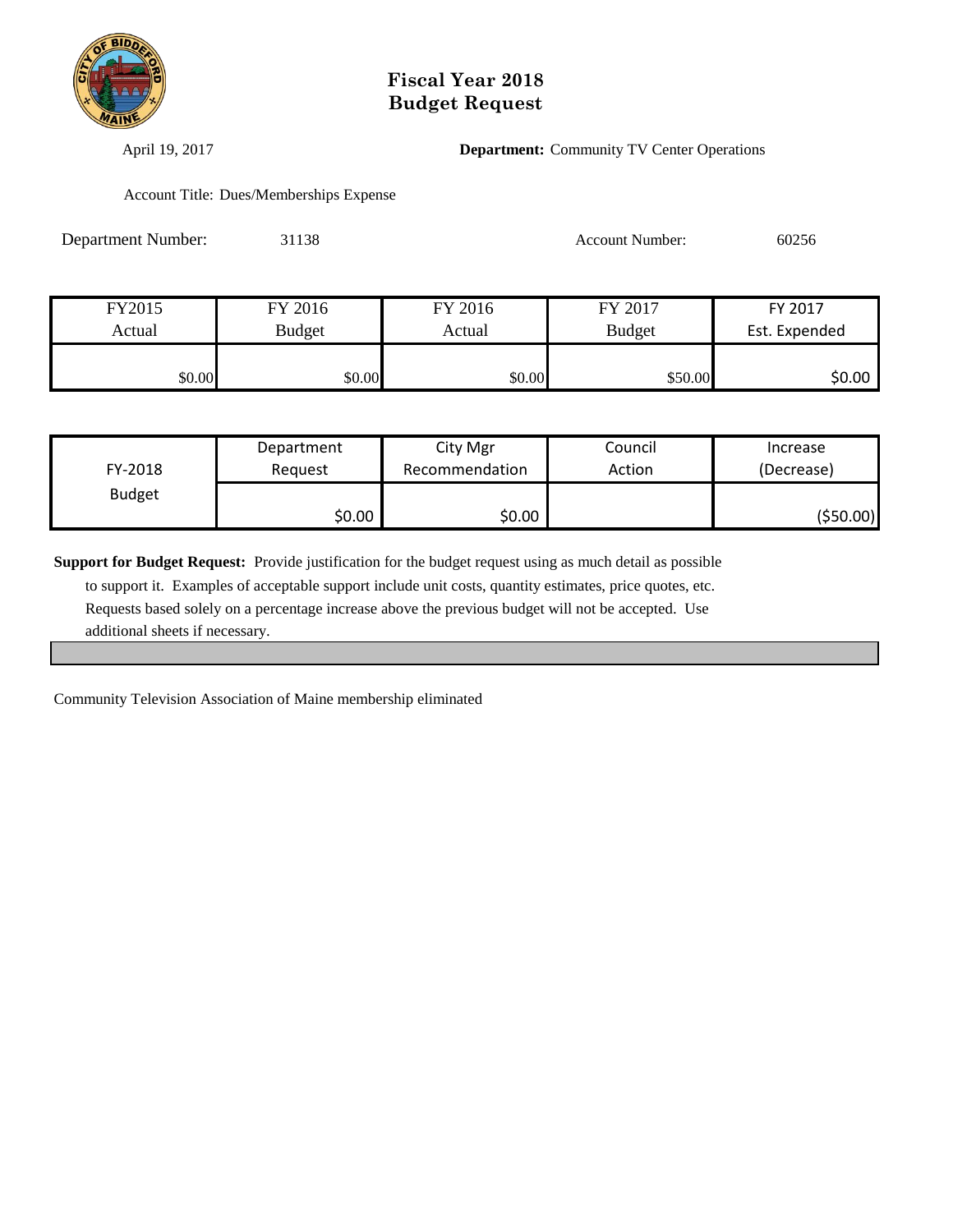# Fiscal Year 2018
# Budget Request

April 19, 2017

**Department:** Community TV Center Operations

Account Title: Dues/Memberships Expense

Department Number: 31138

Account Number: 60256

| FY2015 Actual | FY 2016 Budget | FY 2016 Actual | FY 2017 Budget | FY 2017 Est. Expended |
|---|---|---|---|---|
| $0.00 | $0.00 | $0.00 | $50.00 | $0.00 |

| FY-2018 Budget | Department Request | City Mgr Recommendation | Council Action | Increase (Decrease) |
|---|---|---|---|---|
| | $0.00 | $0.00 | | ($50.00) |

**Support for Budget Request:** Provide justification for the budget request using as much detail as possible to support it. Examples of acceptable support include unit costs, quantity estimates, price quotes, etc. Requests based solely on a percentage increase above the previous budget will not be accepted. Use additional sheets if necessary.

Community Television Association of Maine membership eliminated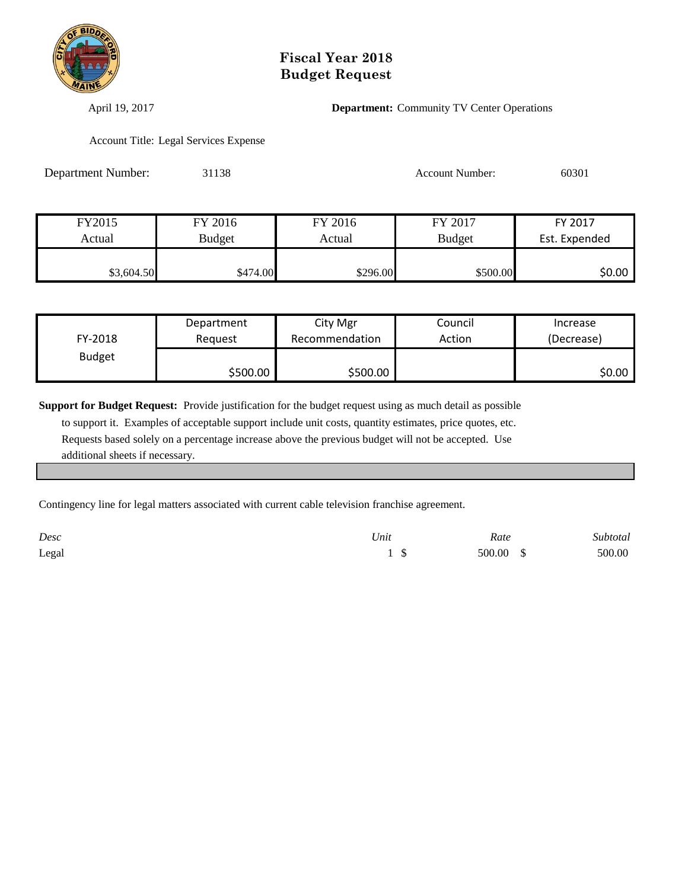# Fiscal Year 2018
# Budget Request

April 19, 2017

**Department:** Community TV Center Operations

Account Title: Legal Services Expense

Department Number: 31138

Account Number: 60301

| FY2015 Actual | FY 2016 Budget | FY 2016 Actual | FY 2017 Budget | FY 2017 Est. Expended |
|---|---|---|---|---|
| $3,604.50 | $474.00 | $296.00 | $500.00 | $0.00 |

| FY-2018 Budget | Department Request | City Mgr Recommendation | Council Action | Increase (Decrease) |
|---|---|---|---|---|
| | $500.00 | $500.00 | | $0.00 |

**Support for Budget Request:** Provide justification for the budget request using as much detail as possible to support it. Examples of acceptable support include unit costs, quantity estimates, price quotes, etc. Requests based solely on a percentage increase above the previous budget will not be accepted. Use additional sheets if necessary.

Contingency line for legal matters associated with current cable television franchise agreement.

| *Desc* | *Unit* | *Rate* | *Subtotal* |
|---|---|---|---|
| Legal | 1 | $ 500.00 | $ 500.00 |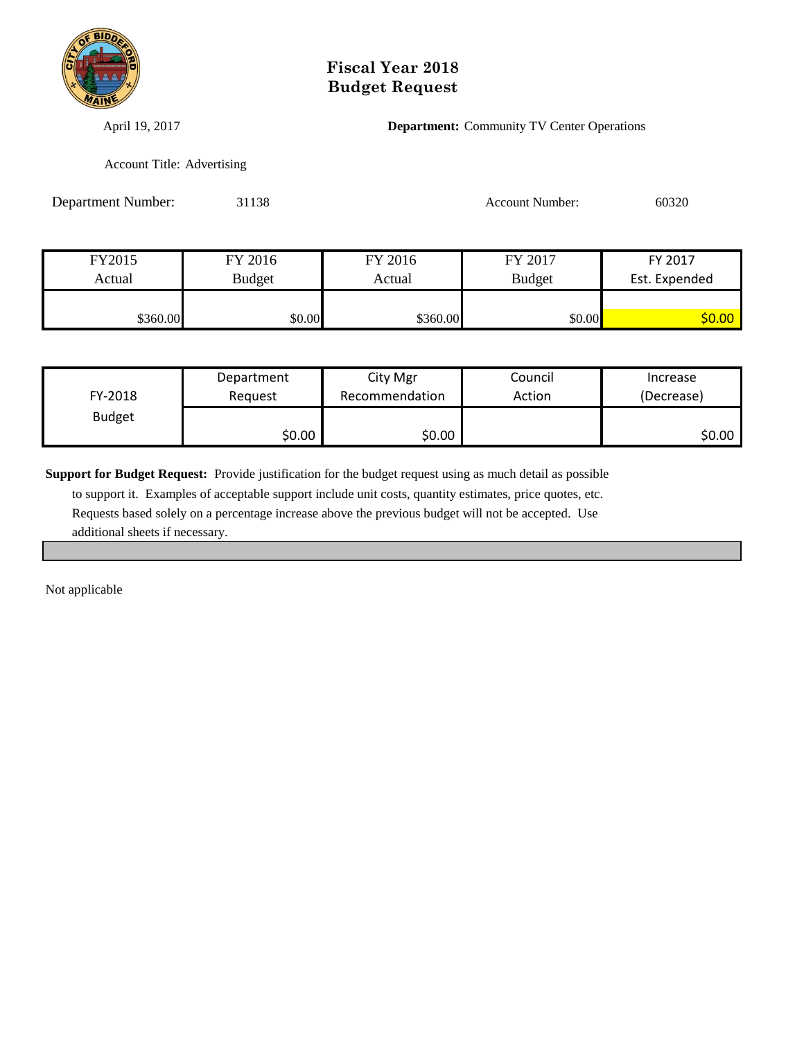# Fiscal Year 2018
# Budget Request

April 19, 2017

**Department:** Community TV Center Operations

Account Title: Advertising

Department Number: 31138

Account Number: 60320

| FY2015 Actual | FY 2016 Budget | FY 2016 Actual | FY 2017 Budget | FY 2017 Est. Expended |
|---|---|---|---|---|
| $360.00 | $0.00 | $360.00 | $0.00 | $0.00 |

| FY-2018 Budget | Department Request | City Mgr Recommendation | Council Action | Increase (Decrease) |
|---|---|---|---|---|
| | $0.00 | $0.00 | | $0.00 |

**Support for Budget Request:** Provide justification for the budget request using as much detail as possible to support it. Examples of acceptable support include unit costs, quantity estimates, price quotes, etc. Requests based solely on a percentage increase above the previous budget will not be accepted. Use additional sheets if necessary.

Not applicable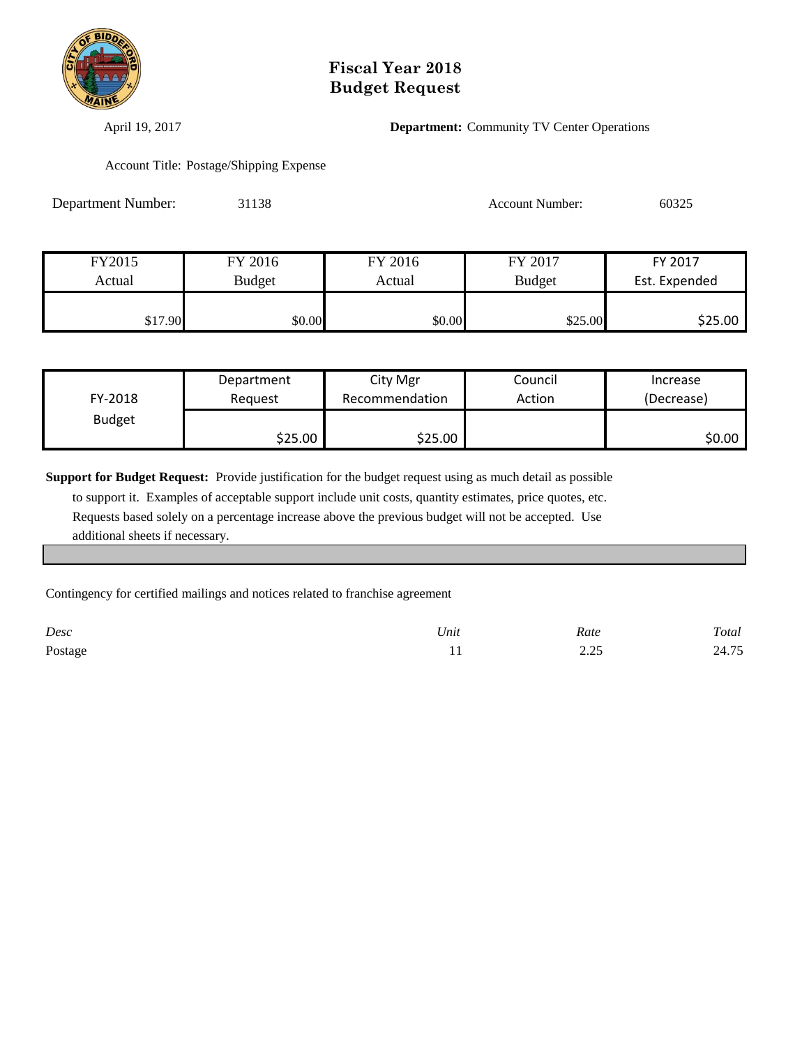# Fiscal Year 2018
# Budget Request

April 19, 2017

**Department:** Community TV Center Operations

Account Title: Postage/Shipping Expense

Department Number: 31138

Account Number: 60325

| FY2015 Actual | FY 2016 Budget | FY 2016 Actual | FY 2017 Budget | FY 2017 Est. Expended |
|---|---|---|---|---|
| $17.90 | $0.00 | $0.00 | $25.00 | $25.00 |

| FY-2018 Budget | Department Request | City Mgr Recommendation | Council Action | Increase (Decrease) |
|---|---|---|---|---|
| | $25.00 | $25.00 | | $0.00 |

**Support for Budget Request:** Provide justification for the budget request using as much detail as possible to support it. Examples of acceptable support include unit costs, quantity estimates, price quotes, etc. Requests based solely on a percentage increase above the previous budget will not be accepted. Use additional sheets if necessary.

Contingency for certified mailings and notices related to franchise agreement

| *Desc* | *Unit* | *Rate* | *Total* |
|---|---|---|---|
| Postage | 11 | 2.25 | 24.75 |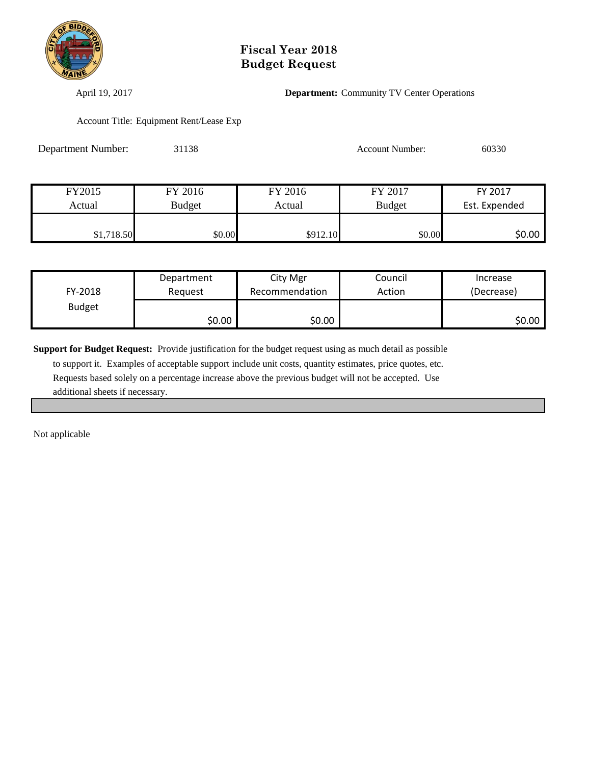# Fiscal Year 2018
# Budget Request

April 19, 2017

**Department:** Community TV Center Operations

Account Title: Equipment Rent/Lease Exp

Department Number: 31138

Account Number: 60330

| FY2015 Actual | FY 2016 Budget | FY 2016 Actual | FY 2017 Budget | FY 2017 Est. Expended |
|---|---|---|---|---|
| $1,718.50 | $0.00 | $912.10 | $0.00 | $0.00 |

| FY-2018 Budget | Department Request | City Mgr Recommendation | Council Action | Increase (Decrease) |
|---|---|---|---|---|
| | $0.00 | $0.00 | | $0.00 |

**Support for Budget Request:** Provide justification for the budget request using as much detail as possible to support it. Examples of acceptable support include unit costs, quantity estimates, price quotes, etc. Requests based solely on a percentage increase above the previous budget will not be accepted. Use additional sheets if necessary.

Not applicable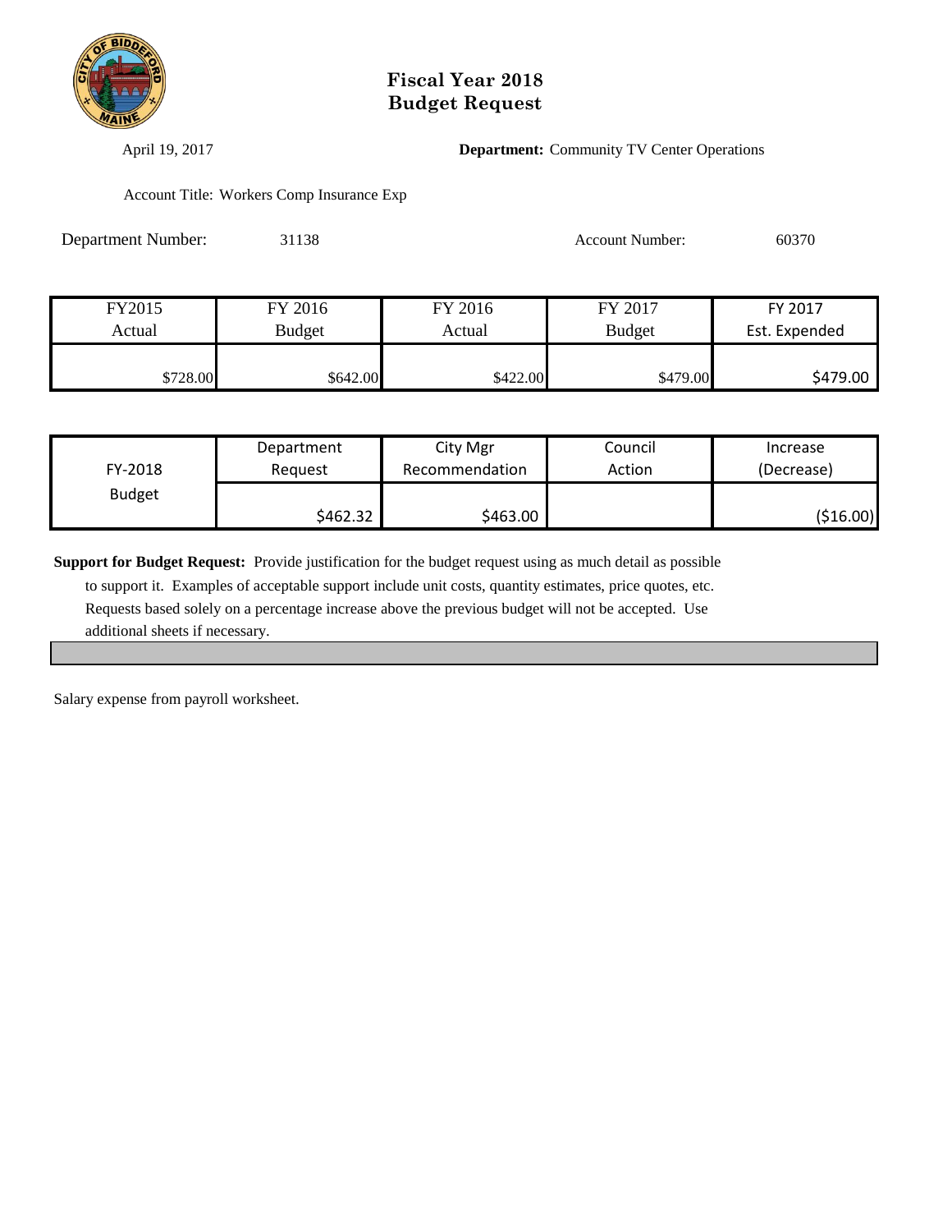# Fiscal Year 2018
# Budget Request

April 19, 2017

**Department:** Community TV Center Operations

Account Title: Workers Comp Insurance Exp

Department Number: 31138

Account Number: 60370

| FY2015 Actual | FY 2016 Budget | FY 2016 Actual | FY 2017 Budget | FY 2017 Est. Expended |
|---|---|---|---|---|
| $728.00 | $642.00 | $422.00 | $479.00 | $479.00 |

| FY-2018 Budget | Department Request | City Mgr Recommendation | Council Action | Increase (Decrease) |
|---|---|---|---|---|
| | $462.32 | $463.00 | | ($16.00) |

**Support for Budget Request:** Provide justification for the budget request using as much detail as possible to support it. Examples of acceptable support include unit costs, quantity estimates, price quotes, etc. Requests based solely on a percentage increase above the previous budget will not be accepted. Use additional sheets if necessary.

Salary expense from payroll worksheet.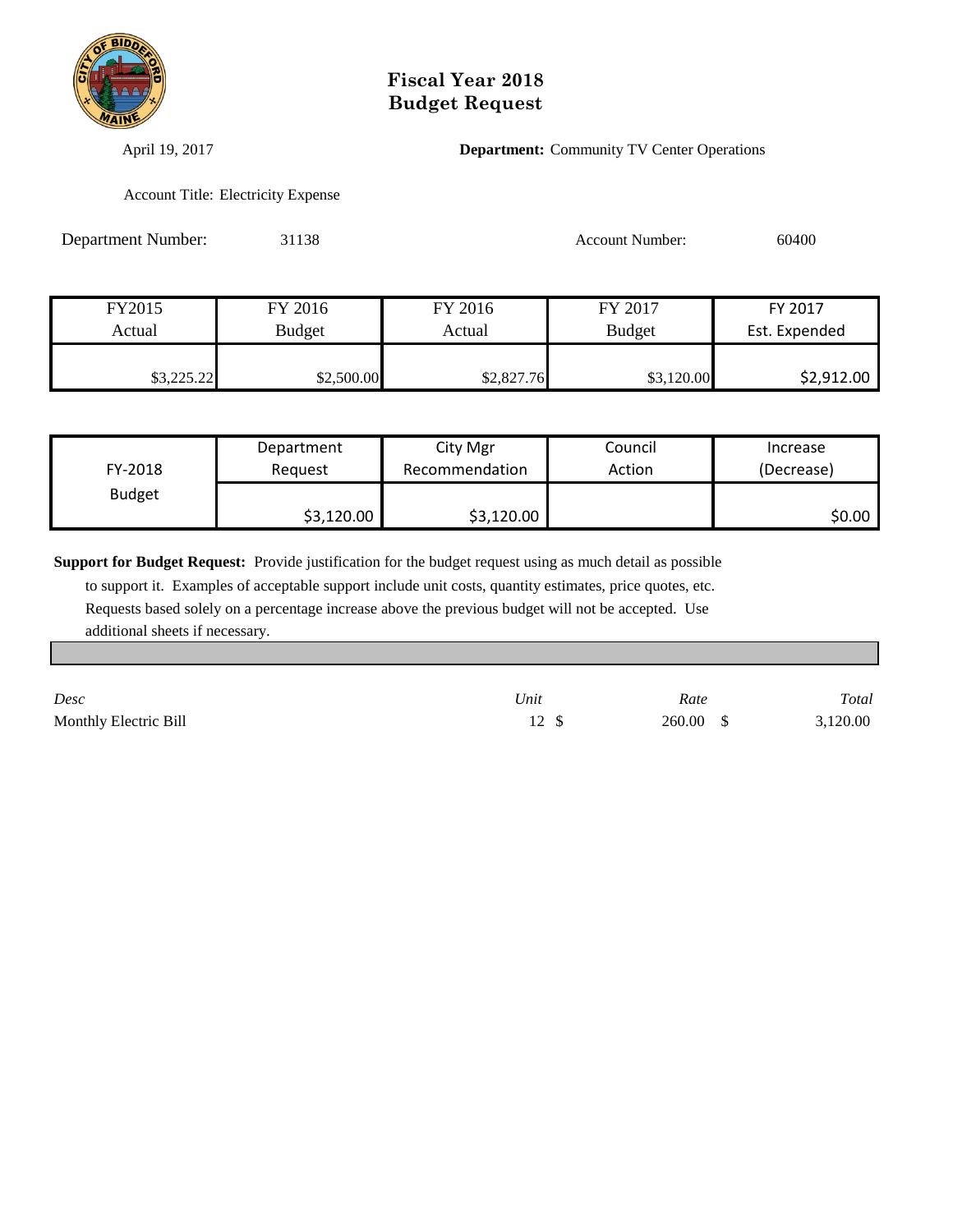# Fiscal Year 2018
# Budget Request

April 19, 2017

**Department:** Community TV Center Operations

Account Title: Electricity Expense

Department Number: 31138

Account Number: 60400

| FY2015 Actual | FY 2016 Budget | FY 2016 Actual | FY 2017 Budget | FY 2017 Est. Expended |
|---|---|---|---|---|
| $3,225.22 | $2,500.00 | $2,827.76 | $3,120.00 | $2,912.00 |

| FY-2018 Budget | Department Request | City Mgr Recommendation | Council Action | Increase (Decrease) |
|---|---|---|---|---|
| | $3,120.00 | $3,120.00 | | $0.00 |

**Support for Budget Request:** Provide justification for the budget request using as much detail as possible to support it. Examples of acceptable support include unit costs, quantity estimates, price quotes, etc. Requests based solely on a percentage increase above the previous budget will not be accepted. Use additional sheets if necessary.

| *Desc* | *Unit* | *Rate* | *Total* |
|---|---|---|---|
| Monthly Electric Bill | 12 | $ 260.00 | $ 3,120.00 |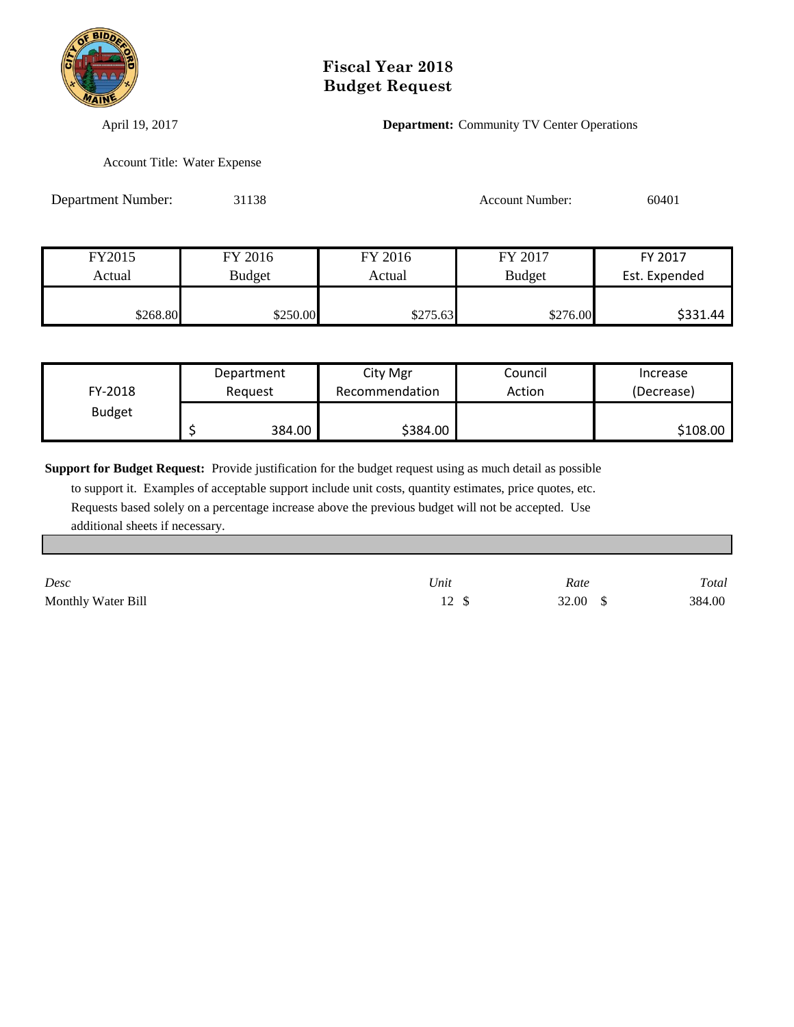# Fiscal Year 2018
# Budget Request

April 19, 2017

**Department:** Community TV Center Operations

Account Title: Water Expense

Department Number: 31138

Account Number: 60401

| FY2015 Actual | FY 2016 Budget | FY 2016 Actual | FY 2017 Budget | FY 2017 Est. Expended |
|---|---|---|---|---|
| $268.80 | $250.00 | $275.63 | $276.00 | $331.44 |

| FY-2018 Budget | Department Request | City Mgr Recommendation | Council Action | Increase (Decrease) |
|---|---|---|---|---|
| | $ 384.00 | $384.00 | | $108.00 |

**Support for Budget Request:** Provide justification for the budget request using as much detail as possible to support it. Examples of acceptable support include unit costs, quantity estimates, price quotes, etc. Requests based solely on a percentage increase above the previous budget will not be accepted. Use additional sheets if necessary.

| *Desc* | *Unit* | *Rate* | *Total* |
|---|---|---|---|
| Monthly Water Bill | 12 | $ 32.00 | $ 384.00 |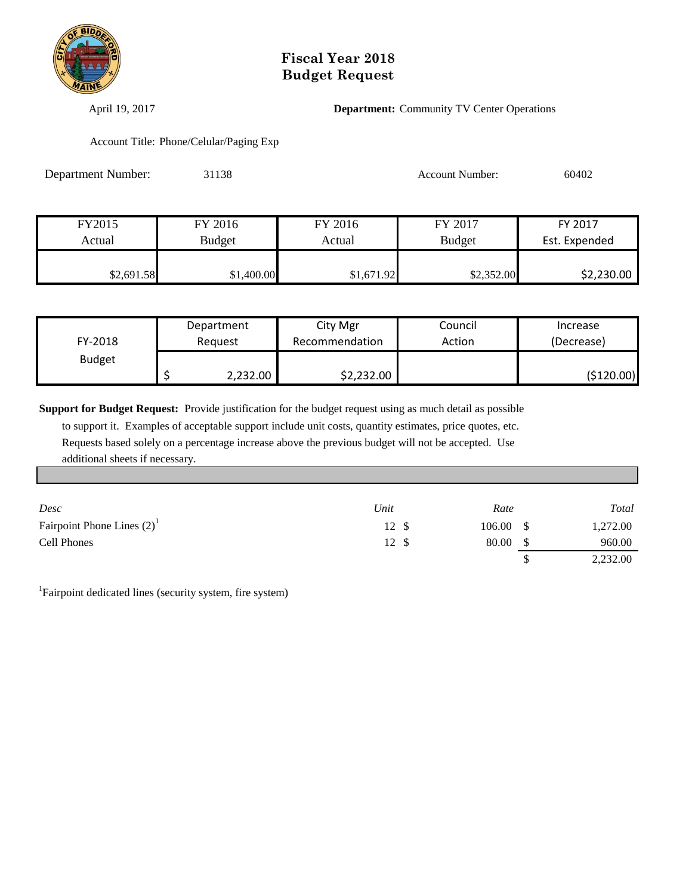# Fiscal Year 2018 Budget Request

April 19, 2017

**Department:** Community TV Center Operations

Account Title: Phone/Celular/Paging Exp

Department Number: 31138

Account Number: 60402

| FY2015 Actual | FY 2016 Budget | FY 2016 Actual | FY 2017 Budget | FY 2017 Est. Expended |
|---|---|---|---|---|
| $2,691.58 | $1,400.00 | $1,671.92 | $2,352.00 | $2,230.00 |

| FY-2018 Budget | Department Request | City Mgr Recommendation | Council Action | Increase (Decrease) |
|---|---|---|---|---|
| | $ 2,232.00 | $2,232.00 | | ($120.00) |

**Support for Budget Request:** Provide justification for the budget request using as much detail as possible to support it. Examples of acceptable support include unit costs, quantity estimates, price quotes, etc. Requests based solely on a percentage increase above the previous budget will not be accepted. Use additional sheets if necessary.

| *Desc* | *Unit* | *Rate* | *Total* |
|---|---|---|---|
| Fairpoint Phone Lines (2)[1] | 12 | $ 106.00 | $ 1,272.00 |
| Cell Phones | 12 | $ 80.00 | $ 960.00 |
| | | | $ 2,232.00 |

[1]Fairpoint dedicated lines (security system, fire system)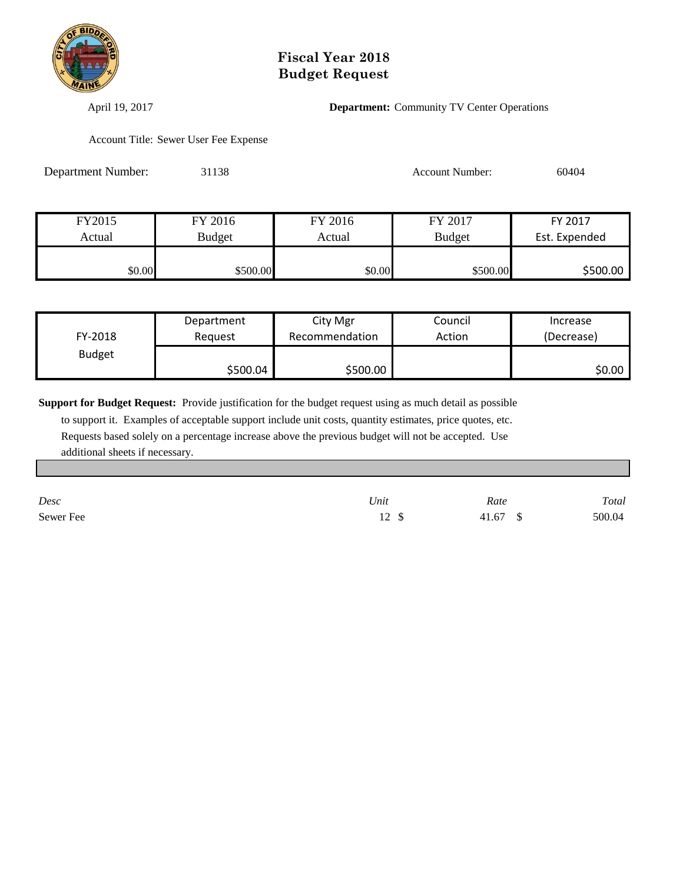# Fiscal Year 2018
# Budget Request

April 19, 2017

**Department:** Community TV Center Operations

Account Title: Sewer User Fee Expense

Department Number: 31138

Account Number: 60404

| FY2015 Actual | FY 2016 Budget | FY 2016 Actual | FY 2017 Budget | FY 2017 Est. Expended |
|---|---|---|---|---|
| $0.00 | $500.00 | $0.00 | $500.00 | $500.00 |

| FY-2018 Budget | Department Request | City Mgr Recommendation | Council Action | Increase (Decrease) |
|---|---|---|---|---|
| | $500.04 | $500.00 | | $0.00 |

**Support for Budget Request:** Provide justification for the budget request using as much detail as possible to support it. Examples of acceptable support include unit costs, quantity estimates, price quotes, etc. Requests based solely on a percentage increase above the previous budget will not be accepted. Use additional sheets if necessary.

| *Desc* | *Unit* | *Rate* | *Total* |
|---|---|---|---|
| Sewer Fee | 12 | $ 41.67 | $ 500.04 |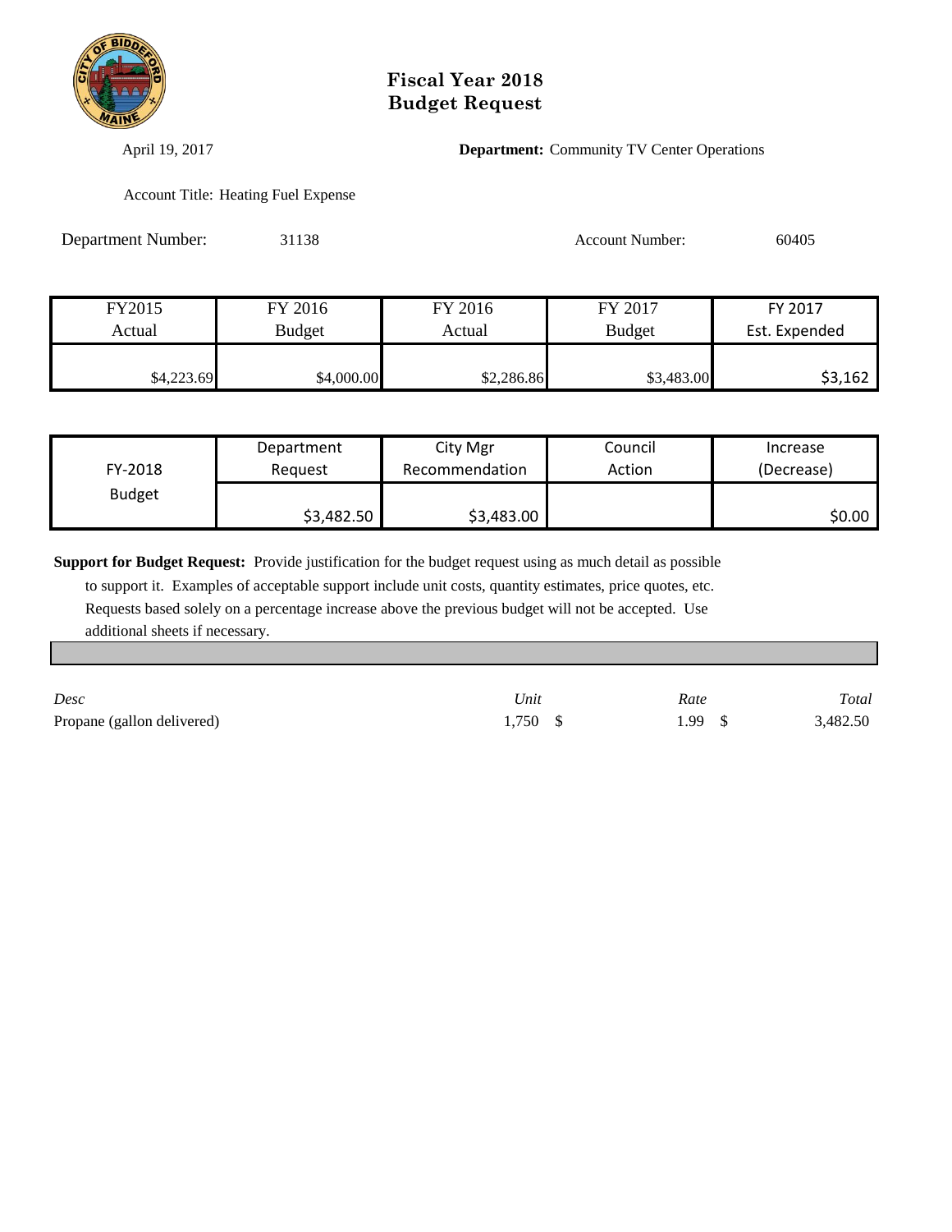# Fiscal Year 2018
# Budget Request

April 19, 2017

**Department:** Community TV Center Operations

Account Title: Heating Fuel Expense

Department Number: 31138

Account Number: 60405

| FY2015 Actual | FY 2016 Budget | FY 2016 Actual | FY 2017 Budget | FY 2017 Est. Expended |
|---|---|---|---|---|
| $4,223.69 | $4,000.00 | $2,286.86 | $3,483.00 | $3,162 |

| FY-2018 Budget | Department Request | City Mgr Recommendation | Council Action | Increase (Decrease) |
|---|---|---|---|---|
| | $3,482.50 | $3,483.00 | | $0.00 |

**Support for Budget Request:** Provide justification for the budget request using as much detail as possible to support it. Examples of acceptable support include unit costs, quantity estimates, price quotes, etc. Requests based solely on a percentage increase above the previous budget will not be accepted. Use additional sheets if necessary.

| *Desc* | *Unit* | *Rate* | *Total* |
|---|---|---|---|
| Propane (gallon delivered) | 1,750 | $ 1.99 | $ 3,482.50 |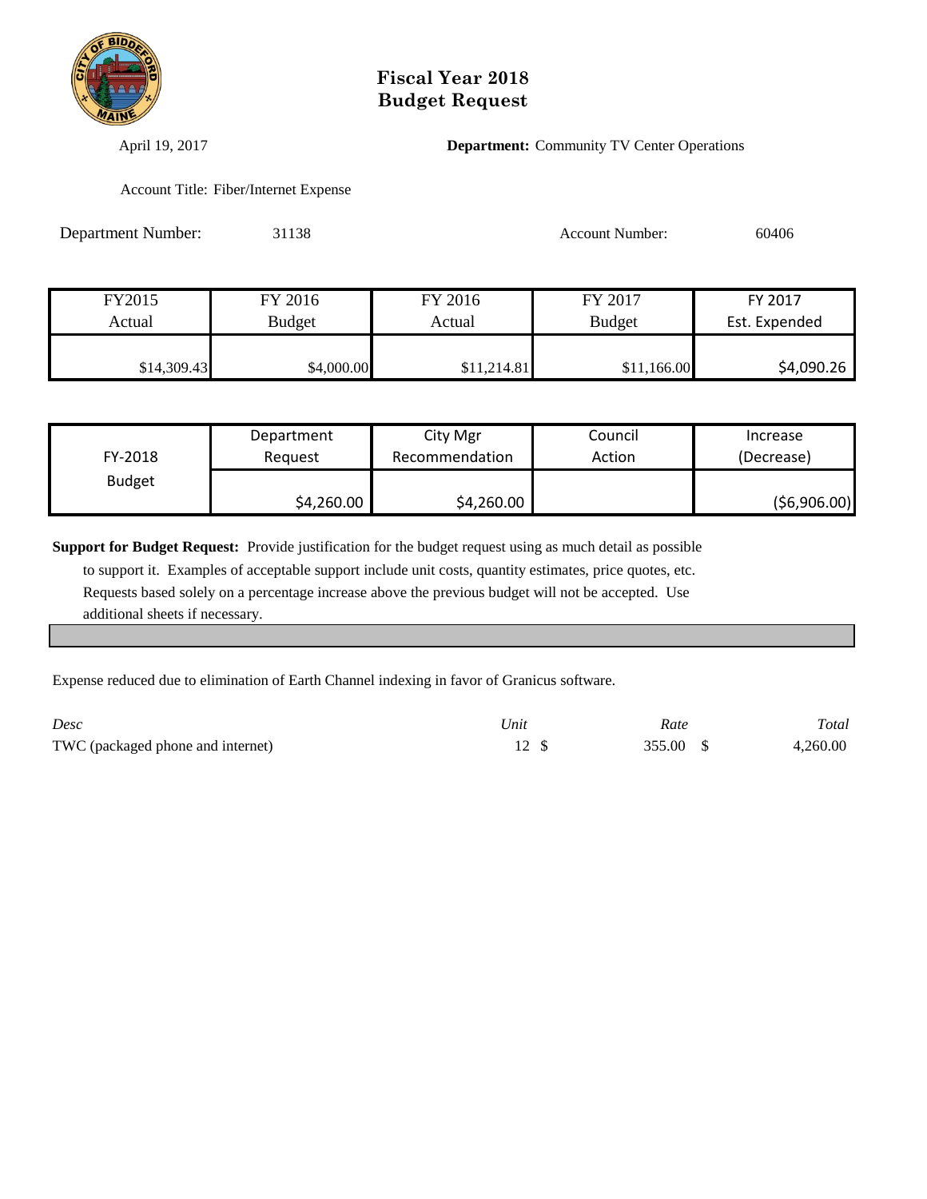# Fiscal Year 2018
# Budget Request

April 19, 2017

**Department:** Community TV Center Operations

Account Title: Fiber/Internet Expense

Department Number: 31138

Account Number: 60406

| FY2015 Actual | FY 2016 Budget | FY 2016 Actual | FY 2017 Budget | FY 2017 Est. Expended |
|---|---|---|---|---|
| $14,309.43 | $4,000.00 | $11,214.81 | $11,166.00 | $4,090.26 |

| FY-2018 Budget | Department Request | City Mgr Recommendation | Council Action | Increase (Decrease) |
|---|---|---|---|---|
| | $4,260.00 | $4,260.00 | | ($6,906.00) |

**Support for Budget Request:** Provide justification for the budget request using as much detail as possible to support it. Examples of acceptable support include unit costs, quantity estimates, price quotes, etc. Requests based solely on a percentage increase above the previous budget will not be accepted. Use additional sheets if necessary.

Expense reduced due to elimination of Earth Channel indexing in favor of Granicus software.

| *Desc* | *Unit* | *Rate* | *Total* |
|---|---|---|---|
| TWC (packaged phone and internet) | 12 | $ 355.00 | $ 4,260.00 |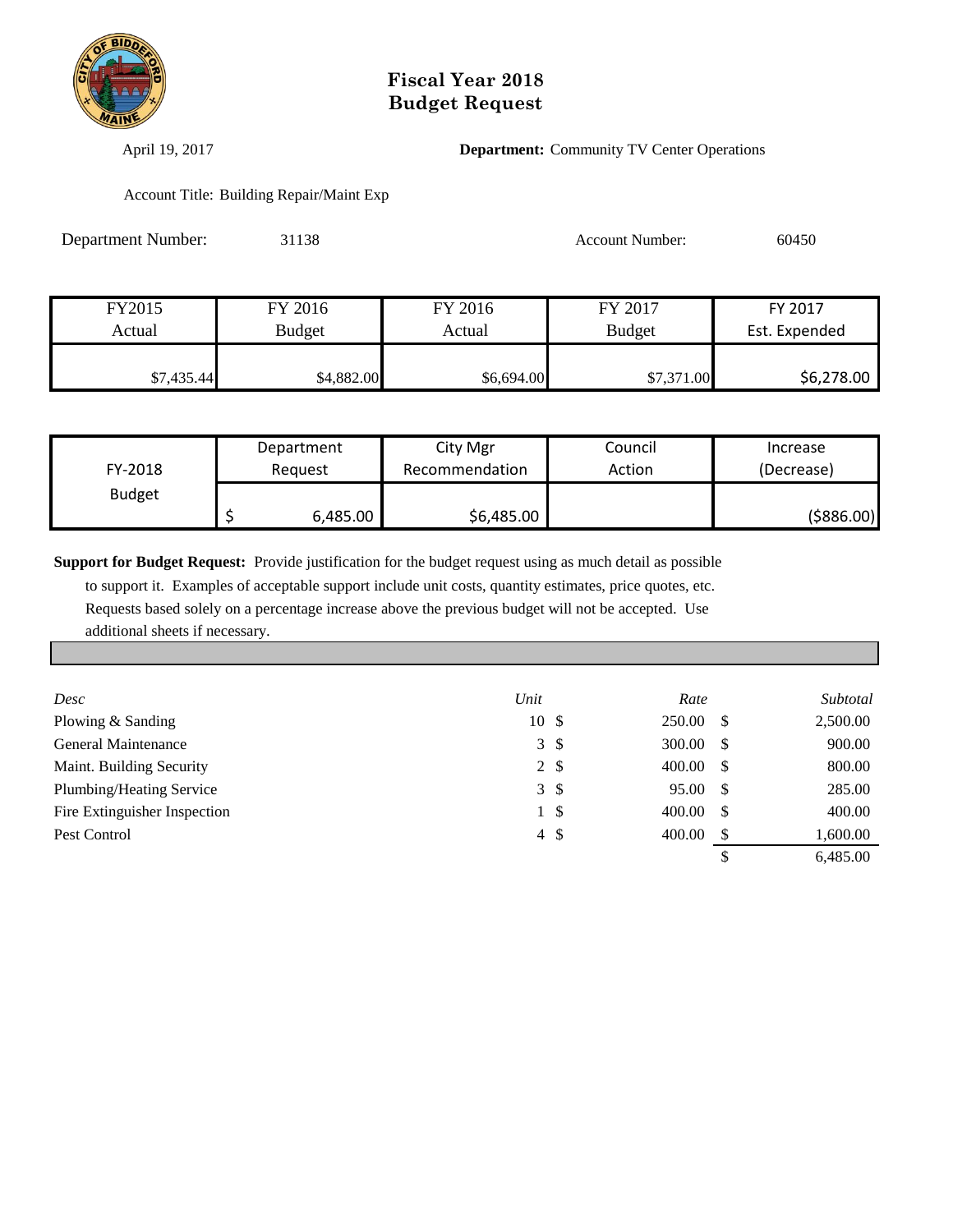# Fiscal Year 2018
# Budget Request

April 19, 2017

**Department:** Community TV Center Operations

Account Title: Building Repair/Maint Exp

Department Number: 31138

Account Number: 60450

| FY2015 Actual | FY 2016 Budget | FY 2016 Actual | FY 2017 Budget | FY 2017 Est. Expended |
|---|---|---|---|---|
| $7,435.44 | $4,882.00 | $6,694.00 | $7,371.00 | $6,278.00 |

| FY-2018 Budget | Department Request | City Mgr Recommendation | Council Action | Increase (Decrease) |
|---|---|---|---|---|
| | $ 6,485.00 | $6,485.00 | | ($886.00) |

**Support for Budget Request:** Provide justification for the budget request using as much detail as possible to support it. Examples of acceptable support include unit costs, quantity estimates, price quotes, etc. Requests based solely on a percentage increase above the previous budget will not be accepted. Use additional sheets if necessary.

| *Desc* | *Unit* | *Rate* | *Subtotal* |
|---|---|---|---|
| Plowing & Sanding | 10 | $ 250.00 | $ 2,500.00 |
| General Maintenance | 3 | $ 300.00 | $ 900.00 |
| Maint. Building Security | 2 | $ 400.00 | $ 800.00 |
| Plumbing/Heating Service | 3 | $ 95.00 | $ 285.00 |
| Fire Extinguisher Inspection | 1 | $ 400.00 | $ 400.00 |
| Pest Control | 4 | $ 400.00 | $ 1,600.00 |
| | | | $ 6,485.00 |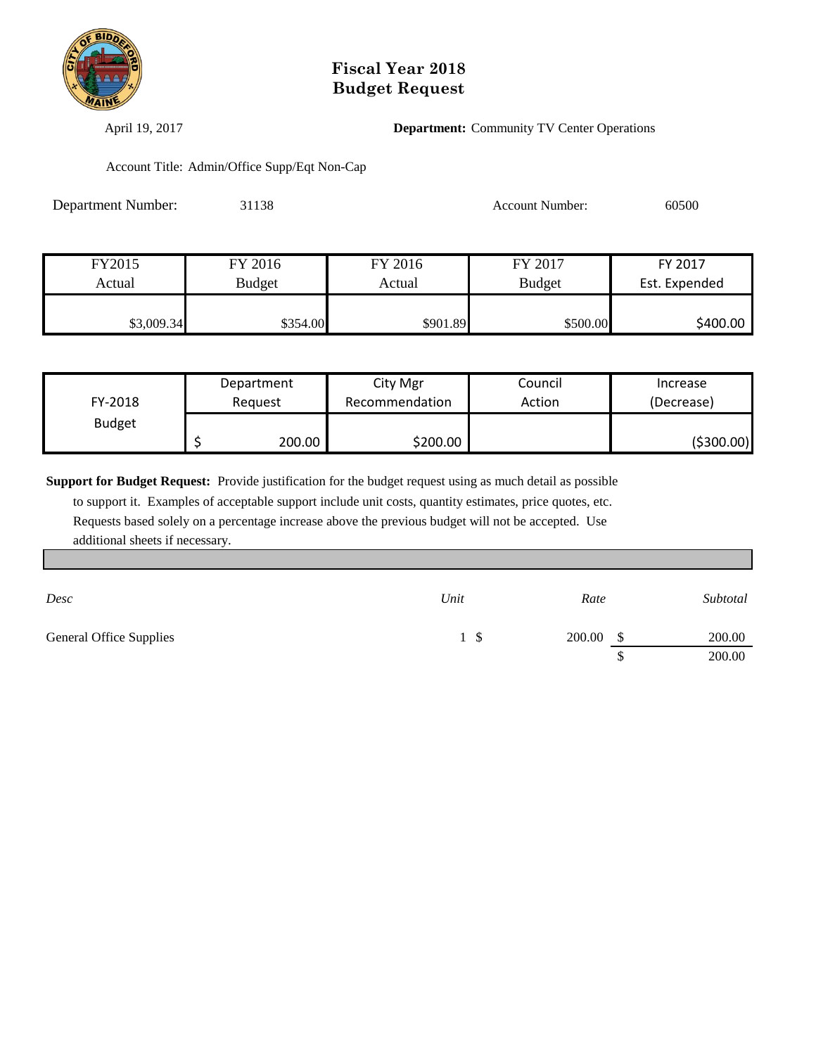# Fiscal Year 2018
# Budget Request

April 19, 2017

**Department:** Community TV Center Operations

Account Title: Admin/Office Supp/Eqt Non-Cap

Department Number: 31138

Account Number: 60500

| FY2015 Actual | FY 2016 Budget | FY 2016 Actual | FY 2017 Budget | FY 2017 Est. Expended |
|---|---|---|---|---|
| $3,009.34 | $354.00 | $901.89 | $500.00 | $400.00 |

| FY-2018 Budget | Department Request | City Mgr Recommendation | Council Action | Increase (Decrease) |
|---|---|---|---|---|
| | $ 200.00 | $200.00 | | ($300.00) |

**Support for Budget Request:** Provide justification for the budget request using as much detail as possible to support it. Examples of acceptable support include unit costs, quantity estimates, price quotes, etc. Requests based solely on a percentage increase above the previous budget will not be accepted. Use additional sheets if necessary.

| *Desc* | *Unit* | *Rate* | *Subtotal* |
|---|---|---|---|
| General Office Supplies | 1 | $ 200.00 | $ 200.00 |
| | | | $ 200.00 |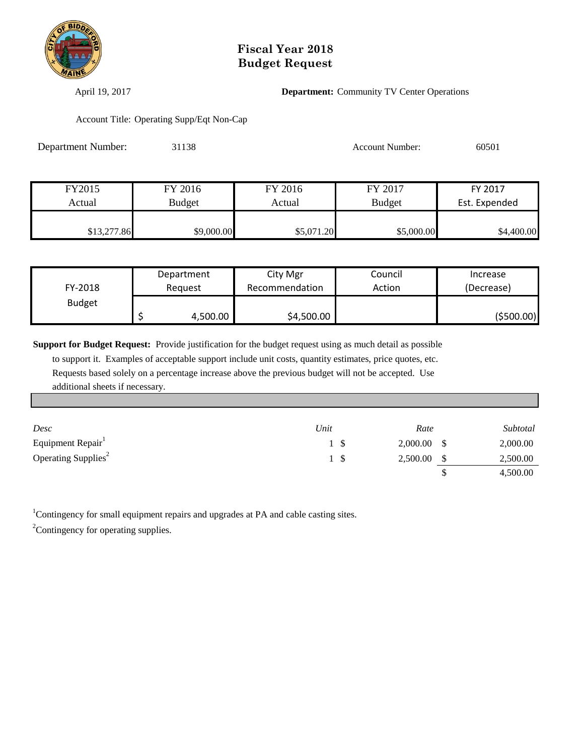# Fiscal Year 2018
# Budget Request

April 19, 2017

**Department:** Community TV Center Operations

Account Title: Operating Supp/Eqt Non-Cap

Department Number: 31138

Account Number: 60501

| FY2015 Actual | FY 2016 Budget | FY 2016 Actual | FY 2017 Budget | FY 2017 Est. Expended |
|---|---|---|---|---|
| $13,277.86 | $9,000.00 | $5,071.20 | $5,000.00 | $4,400.00 |

| FY-2018 Budget | Department Request | City Mgr Recommendation | Council Action | Increase (Decrease) |
|---|---|---|---|---|
| | $ 4,500.00 | $4,500.00 | | ($500.00) |

**Support for Budget Request:** Provide justification for the budget request using as much detail as possible to support it. Examples of acceptable support include unit costs, quantity estimates, price quotes, etc. Requests based solely on a percentage increase above the previous budget will not be accepted. Use additional sheets if necessary.

| *Desc* | *Unit* | *Rate* | *Subtotal* |
|---|---|---|---|
| Equipment Repair[1] | 1 | $ 2,000.00 | $ 2,000.00 |
| Operating Supplies[2] | 1 | $ 2,500.00 | $ 2,500.00 |
| | | | $ 4,500.00 |

[1]Contingency for small equipment repairs and upgrades at PA and cable casting sites.

[2]Contingency for operating supplies.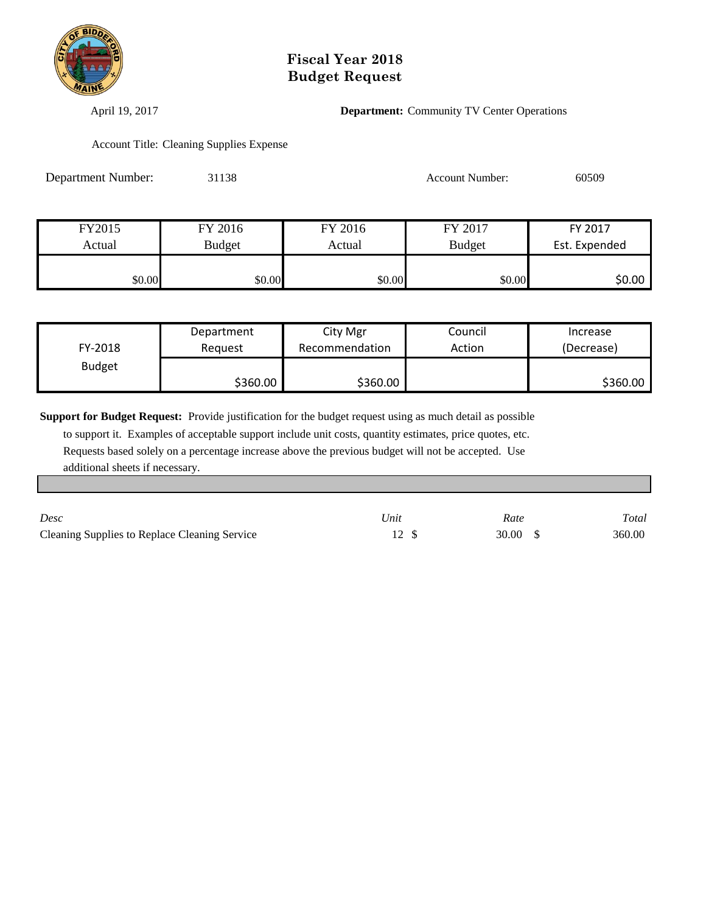# Fiscal Year 2018
# Budget Request

April 19, 2017

**Department:** Community TV Center Operations

Account Title: Cleaning Supplies Expense

Department Number: 31138

Account Number: 60509

| FY2015 Actual | FY 2016 Budget | FY 2016 Actual | FY 2017 Budget | FY 2017 Est. Expended |
|---|---|---|---|---|
| $0.00 | $0.00 | $0.00 | $0.00 | $0.00 |

| FY-2018 Budget | Department Request | City Mgr Recommendation | Council Action | Increase (Decrease) |
|---|---|---|---|---|
| | $360.00 | $360.00 | | $360.00 |

**Support for Budget Request:** Provide justification for the budget request using as much detail as possible to support it. Examples of acceptable support include unit costs, quantity estimates, price quotes, etc. Requests based solely on a percentage increase above the previous budget will not be accepted. Use additional sheets if necessary.

| *Desc* | *Unit* | *Rate* | *Total* |
|---|---|---|---|
| Cleaning Supplies to Replace Cleaning Service | 12 | $ 30.00 | $ 360.00 |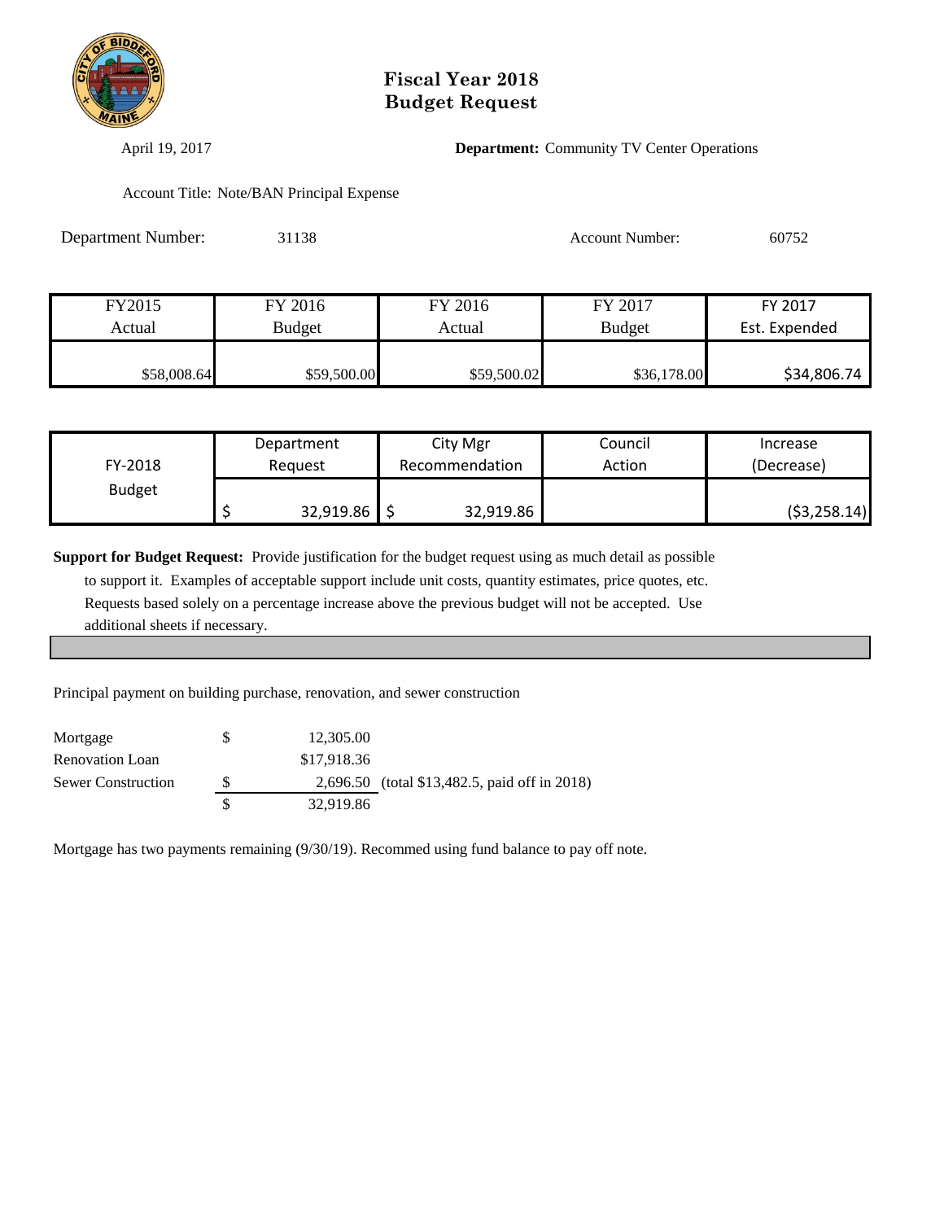# Fiscal Year 2018
# Budget Request

April 19, 2017 **Department:** Community TV Center Operations

Account Title: Note/BAN Principal Expense

Department Number: 31138 Account Number: 60752

| FY2015 Actual | FY 2016 Budget | FY 2016 Actual | FY 2017 Budget | FY 2017 Est. Expended |
|---|---|---|---|---|
| $58,008.64 | $59,500.00 | $59,500.02 | $36,178.00 | $34,806.74 |

| FY-2018 Budget | Department Request | City Mgr Recommendation | Council Action | Increase (Decrease) |
|---|---|---|---|---|
| | $ 32,919.86 | $ 32,919.86 | | ($3,258.14) |

**Support for Budget Request:** Provide justification for the budget request using as much detail as possible to support it. Examples of acceptable support include unit costs, quantity estimates, price quotes, etc. Requests based solely on a percentage increase above the previous budget will not be accepted. Use additional sheets if necessary.

Principal payment on building purchase, renovation, and sewer construction

| | | |
|---|---|---|
| Mortgage | $ 12,305.00 | |
| Renovation Loan | $17,918.36 | |
| Sewer Construction | $ 2,696.50 | (total $13,482.5, paid off in 2018) |
| | $ 32,919.86 | |

Mortgage has two payments remaining (9/30/19). Recommed using fund balance to pay off note.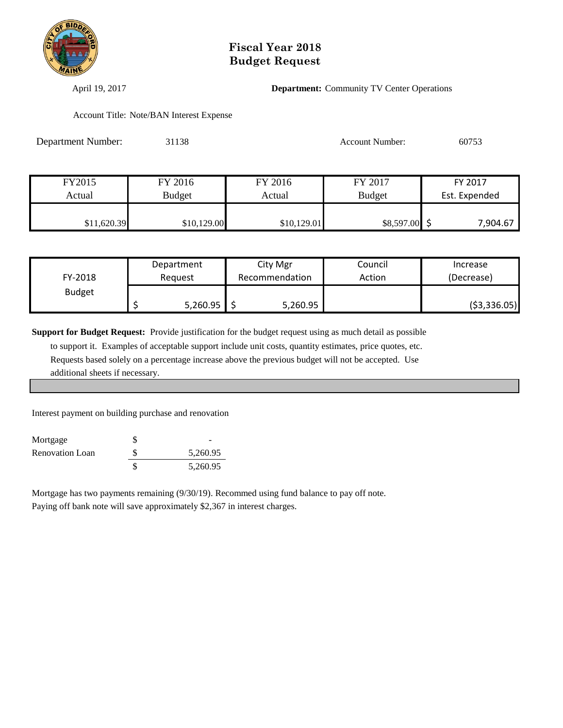# Fiscal Year 2018
# Budget Request

April 19, 2017

**Department:** Community TV Center Operations

Account Title: Note/BAN Interest Expense

Department Number: 31138

Account Number: 60753

| FY2015 Actual | FY 2016 Budget | FY 2016 Actual | FY 2017 Budget | FY 2017 Est. Expended |
|---|---|---|---|---|
| $11,620.39 | $10,129.00 | $10,129.01 | $8,597.00 | $ 7,904.67 |

| FY-2018 Budget | Department Request | City Mgr Recommendation | Council Action | Increase (Decrease) |
|---|---|---|---|---|
| | $ 5,260.95 | $ 5,260.95 | | ($3,336.05) |

**Support for Budget Request:** Provide justification for the budget request using as much detail as possible to support it. Examples of acceptable support include unit costs, quantity estimates, price quotes, etc. Requests based solely on a percentage increase above the previous budget will not be accepted. Use additional sheets if necessary.

Interest payment on building purchase and renovation

| | | |
|---|---|---|
| Mortgage | $ | - |
| Renovation Loan | $ | 5,260.95 |
| | $ | 5,260.95 |

Mortgage has two payments remaining (9/30/19). Recommed using fund balance to pay off note.
Paying off bank note will save approximately $2,367 in interest charges.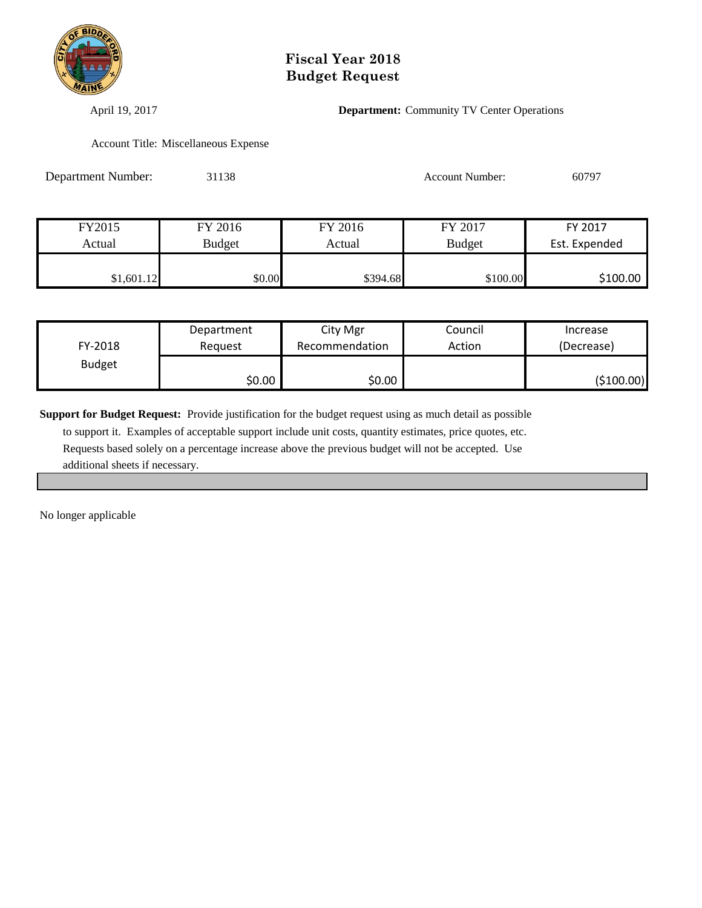# Fiscal Year 2018
# Budget Request

April 19, 2017

**Department:** Community TV Center Operations

Account Title: Miscellaneous Expense

Department Number: 31138

Account Number: 60797

| FY2015 Actual | FY 2016 Budget | FY 2016 Actual | FY 2017 Budget | FY 2017 Est. Expended |
|---|---|---|---|---|
| $1,601.12 | $0.00 | $394.68 | $100.00 | $100.00 |

| FY-2018 Budget | Department Request | City Mgr Recommendation | Council Action | Increase (Decrease) |
|---|---|---|---|---|
| | $0.00 | $0.00 | | ($100.00) |

**Support for Budget Request:** Provide justification for the budget request using as much detail as possible to support it. Examples of acceptable support include unit costs, quantity estimates, price quotes, etc. Requests based solely on a percentage increase above the previous budget will not be accepted. Use additional sheets if necessary.

No longer applicable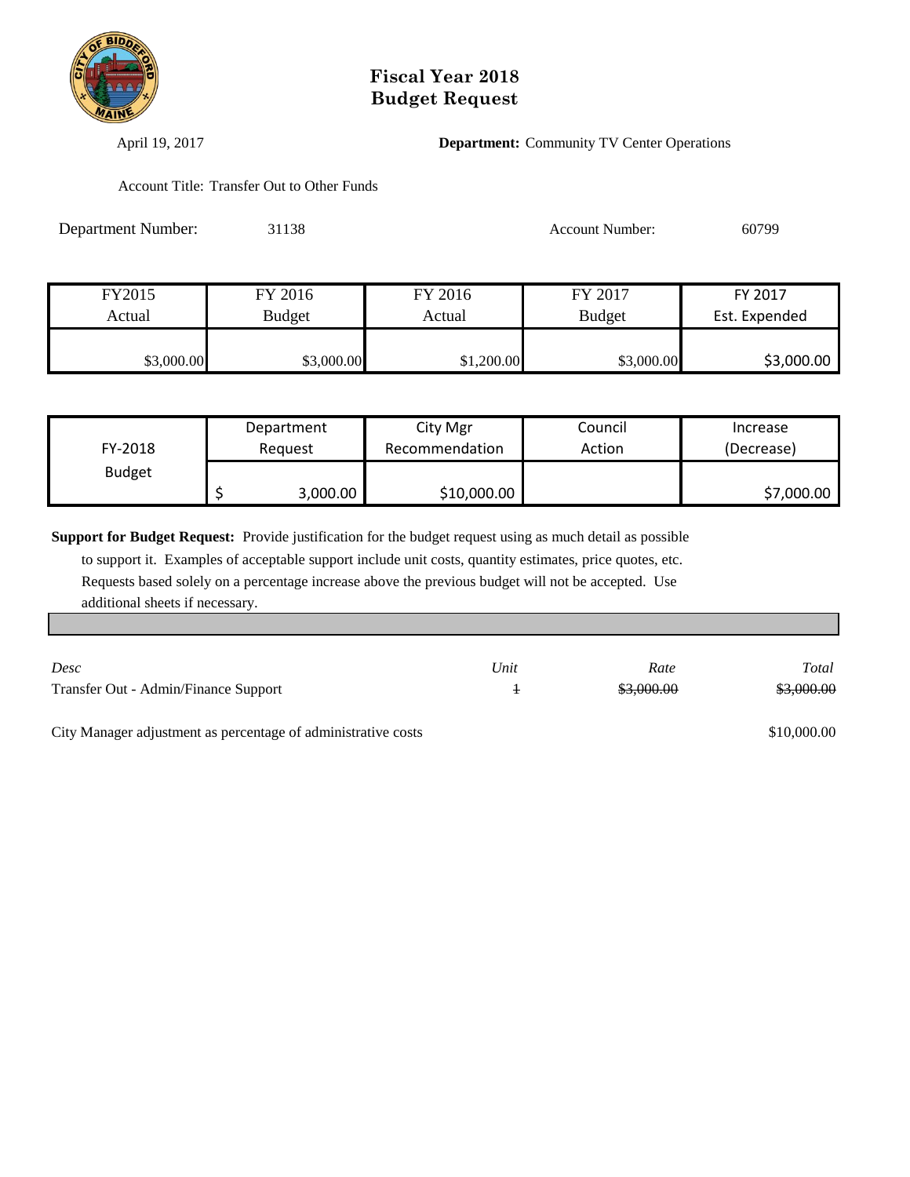# Fiscal Year 2018
# Budget Request

April 19, 2017

**Department:** Community TV Center Operations

Account Title: Transfer Out to Other Funds

Department Number: 31138

Account Number: 60799

| FY2015 Actual | FY 2016 Budget | FY 2016 Actual | FY 2017 Budget | FY 2017 Est. Expended |
|---|---|---|---|---|
| $3,000.00 | $3,000.00 | $1,200.00 | $3,000.00 | $3,000.00 |

| FY-2018 Budget | Department Request | City Mgr Recommendation | Council Action | Increase (Decrease) |
|---|---|---|---|---|
| | $ 3,000.00 | $10,000.00 | | $7,000.00 |

**Support for Budget Request:** Provide justification for the budget request using as much detail as possible to support it. Examples of acceptable support include unit costs, quantity estimates, price quotes, etc. Requests based solely on a percentage increase above the previous budget will not be accepted. Use additional sheets if necessary.

| *Desc* | *Unit* | *Rate* | *Total* |
|---|---|---|---|
| Transfer Out - Admin/Finance Support | ~~1~~ | ~~$3,000.00~~ | ~~$3,000.00~~ |
| City Manager adjustment as percentage of administrative costs | | | $10,000.00 |